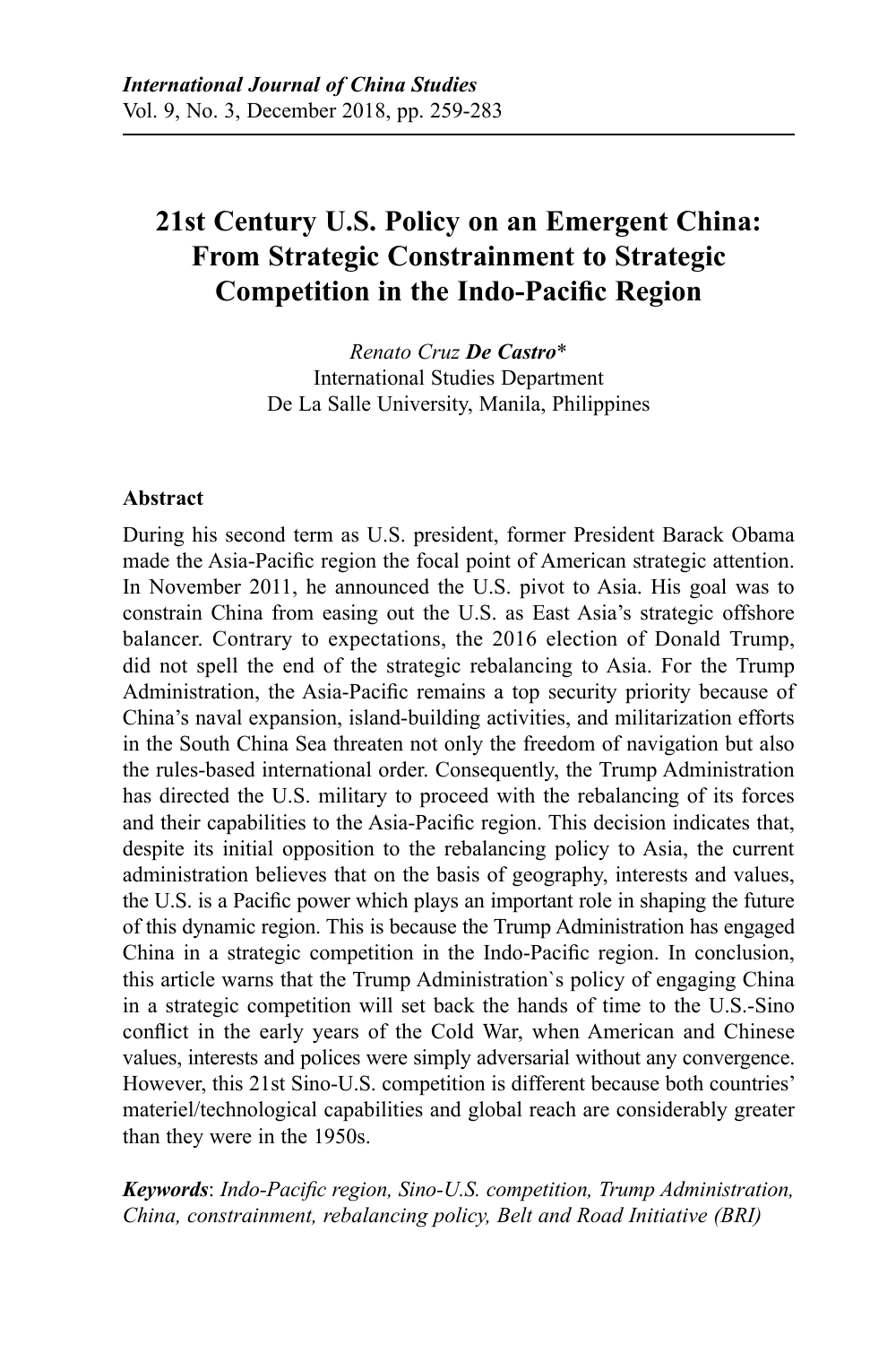# 21st Century U.S. Policy on an Emergent China: From Strategic Constrainment to Strategic Competition in the Indo-Pacific Region

*Renato Cruz* ***De Castro****
International Studies Department
De La Salle University, Manila, Philippines

## Abstract

During his second term as U.S. president, former President Barack Obama made the Asia-Pacific region the focal point of American strategic attention. In November 2011, he announced the U.S. pivot to Asia. His goal was to constrain China from easing out the U.S. as East Asia's strategic offshore balancer. Contrary to expectations, the 2016 election of Donald Trump, did not spell the end of the strategic rebalancing to Asia. For the Trump Administration, the Asia-Pacific remains a top security priority because of China's naval expansion, island-building activities, and militarization efforts in the South China Sea threaten not only the freedom of navigation but also the rules-based international order. Consequently, the Trump Administration has directed the U.S. military to proceed with the rebalancing of its forces and their capabilities to the Asia-Pacific region. This decision indicates that, despite its initial opposition to the rebalancing policy to Asia, the current administration believes that on the basis of geography, interests and values, the U.S. is a Pacific power which plays an important role in shaping the future of this dynamic region. This is because the Trump Administration has engaged China in a strategic competition in the Indo-Pacific region. In conclusion, this article warns that the Trump Administration`s policy of engaging China in a strategic competition will set back the hands of time to the U.S.-Sino conflict in the early years of the Cold War, when American and Chinese values, interests and polices were simply adversarial without any convergence. However, this 21st Sino-U.S. competition is different because both countries' materiel/technological capabilities and global reach are considerably greater than they were in the 1950s.

***Keywords***: *Indo-Pacific region, Sino-U.S. competition, Trump Administration, China, constrainment, rebalancing policy, Belt and Road Initiative (BRI)*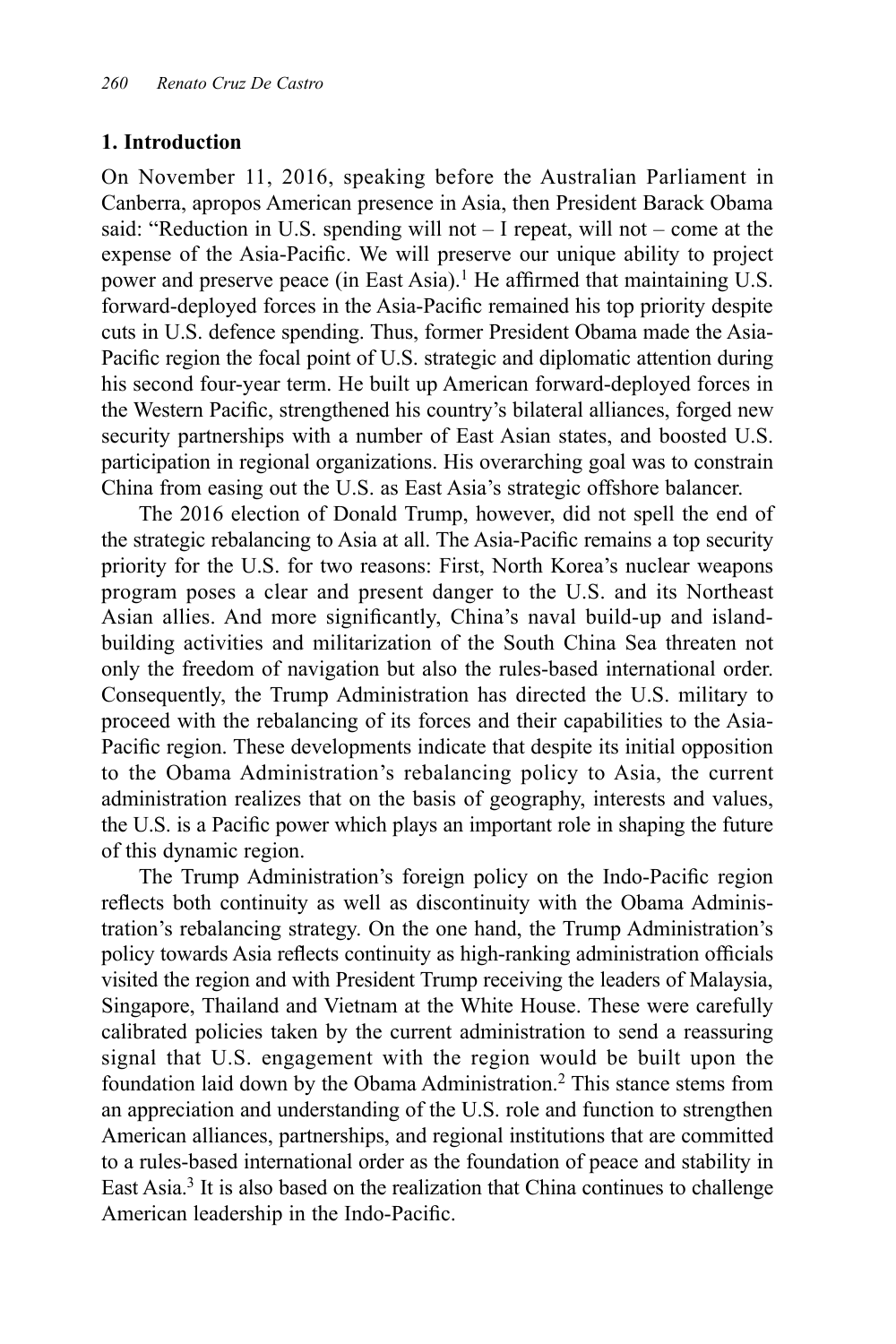## 1. Introduction

On November 11, 2016, speaking before the Australian Parliament in Canberra, apropos American presence in Asia, then President Barack Obama said: "Reduction in U.S. spending will not – I repeat, will not – come at the expense of the Asia-Pacific. We will preserve our unique ability to project power and preserve peace (in East Asia).[1] He affirmed that maintaining U.S. forward-deployed forces in the Asia-Pacific remained his top priority despite cuts in U.S. defence spending. Thus, former President Obama made the Asia-Pacific region the focal point of U.S. strategic and diplomatic attention during his second four-year term. He built up American forward-deployed forces in the Western Pacific, strengthened his country's bilateral alliances, forged new security partnerships with a number of East Asian states, and boosted U.S. participation in regional organizations. His overarching goal was to constrain China from easing out the U.S. as East Asia's strategic offshore balancer.

The 2016 election of Donald Trump, however, did not spell the end of the strategic rebalancing to Asia at all. The Asia-Pacific remains a top security priority for the U.S. for two reasons: First, North Korea's nuclear weapons program poses a clear and present danger to the U.S. and its Northeast Asian allies. And more significantly, China's naval build-up and island-building activities and militarization of the South China Sea threaten not only the freedom of navigation but also the rules-based international order. Consequently, the Trump Administration has directed the U.S. military to proceed with the rebalancing of its forces and their capabilities to the Asia-Pacific region. These developments indicate that despite its initial opposition to the Obama Administration's rebalancing policy to Asia, the current administration realizes that on the basis of geography, interests and values, the U.S. is a Pacific power which plays an important role in shaping the future of this dynamic region.

The Trump Administration's foreign policy on the Indo-Pacific region reflects both continuity as well as discontinuity with the Obama Administration's rebalancing strategy. On the one hand, the Trump Administration's policy towards Asia reflects continuity as high-ranking administration officials visited the region and with President Trump receiving the leaders of Malaysia, Singapore, Thailand and Vietnam at the White House. These were carefully calibrated policies taken by the current administration to send a reassuring signal that U.S. engagement with the region would be built upon the foundation laid down by the Obama Administration.[2] This stance stems from an appreciation and understanding of the U.S. role and function to strengthen American alliances, partnerships, and regional institutions that are committed to a rules-based international order as the foundation of peace and stability in East Asia.[3] It is also based on the realization that China continues to challenge American leadership in the Indo-Pacific.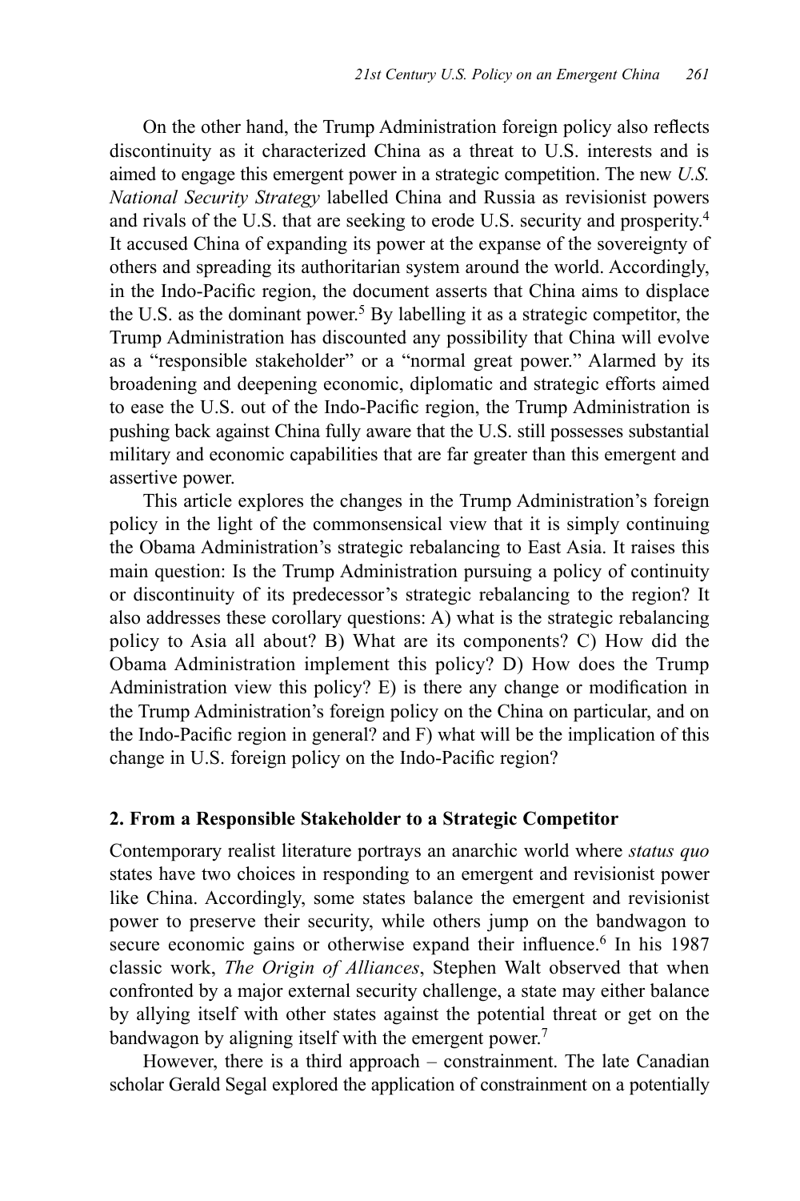On the other hand, the Trump Administration foreign policy also reflects discontinuity as it characterized China as a threat to U.S. interests and is aimed to engage this emergent power in a strategic competition. The new *U.S. National Security Strategy* labelled China and Russia as revisionist powers and rivals of the U.S. that are seeking to erode U.S. security and prosperity.[4] It accused China of expanding its power at the expanse of the sovereignty of others and spreading its authoritarian system around the world. Accordingly, in the Indo-Pacific region, the document asserts that China aims to displace the U.S. as the dominant power.[5] By labelling it as a strategic competitor, the Trump Administration has discounted any possibility that China will evolve as a "responsible stakeholder" or a "normal great power." Alarmed by its broadening and deepening economic, diplomatic and strategic efforts aimed to ease the U.S. out of the Indo-Pacific region, the Trump Administration is pushing back against China fully aware that the U.S. still possesses substantial military and economic capabilities that are far greater than this emergent and assertive power.

This article explores the changes in the Trump Administration's foreign policy in the light of the commonsensical view that it is simply continuing the Obama Administration's strategic rebalancing to East Asia. It raises this main question: Is the Trump Administration pursuing a policy of continuity or discontinuity of its predecessor's strategic rebalancing to the region? It also addresses these corollary questions: A) what is the strategic rebalancing policy to Asia all about? B) What are its components? C) How did the Obama Administration implement this policy? D) How does the Trump Administration view this policy? E) is there any change or modification in the Trump Administration's foreign policy on the China on particular, and on the Indo-Pacific region in general? and F) what will be the implication of this change in U.S. foreign policy on the Indo-Pacific region?

## 2. From a Responsible Stakeholder to a Strategic Competitor

Contemporary realist literature portrays an anarchic world where *status quo* states have two choices in responding to an emergent and revisionist power like China. Accordingly, some states balance the emergent and revisionist power to preserve their security, while others jump on the bandwagon to secure economic gains or otherwise expand their influence.[6] In his 1987 classic work, *The Origin of Alliances*, Stephen Walt observed that when confronted by a major external security challenge, a state may either balance by allying itself with other states against the potential threat or get on the bandwagon by aligning itself with the emergent power.[7]

However, there is a third approach – constrainment. The late Canadian scholar Gerald Segal explored the application of constrainment on a potentially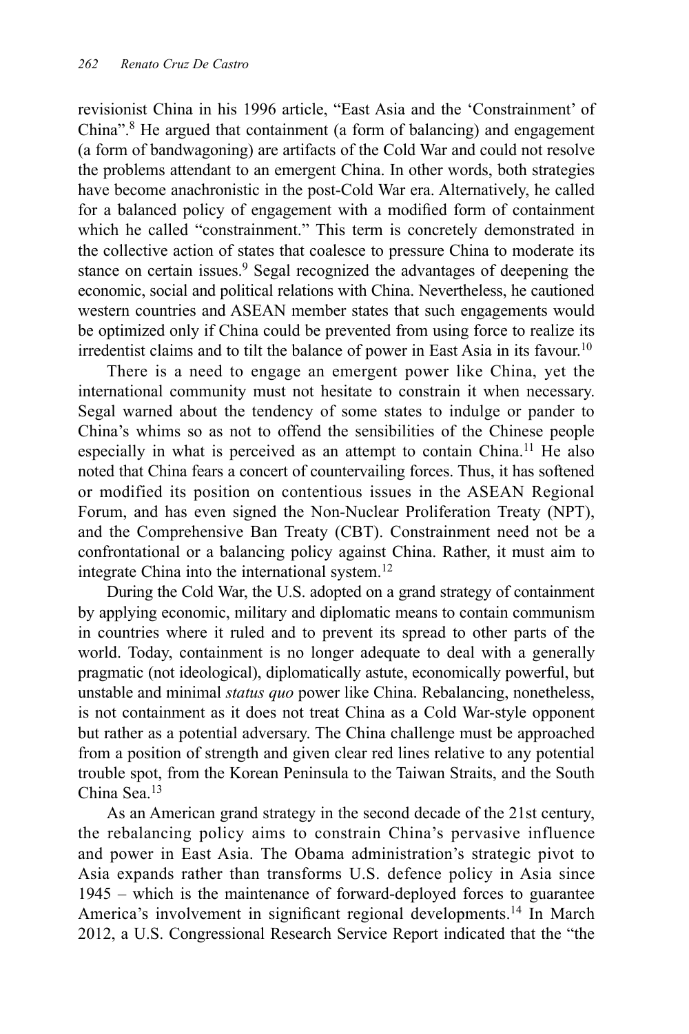revisionist China in his 1996 article, "East Asia and the 'Constrainment' of China".[8] He argued that containment (a form of balancing) and engagement (a form of bandwagoning) are artifacts of the Cold War and could not resolve the problems attendant to an emergent China. In other words, both strategies have become anachronistic in the post-Cold War era. Alternatively, he called for a balanced policy of engagement with a modified form of containment which he called "constrainment." This term is concretely demonstrated in the collective action of states that coalesce to pressure China to moderate its stance on certain issues.[9] Segal recognized the advantages of deepening the economic, social and political relations with China. Nevertheless, he cautioned western countries and ASEAN member states that such engagements would be optimized only if China could be prevented from using force to realize its irredentist claims and to tilt the balance of power in East Asia in its favour.[10]

There is a need to engage an emergent power like China, yet the international community must not hesitate to constrain it when necessary. Segal warned about the tendency of some states to indulge or pander to China's whims so as not to offend the sensibilities of the Chinese people especially in what is perceived as an attempt to contain China.[11] He also noted that China fears a concert of countervailing forces. Thus, it has softened or modified its position on contentious issues in the ASEAN Regional Forum, and has even signed the Non-Nuclear Proliferation Treaty (NPT), and the Comprehensive Ban Treaty (CBT). Constrainment need not be a confrontational or a balancing policy against China. Rather, it must aim to integrate China into the international system.[12]

During the Cold War, the U.S. adopted on a grand strategy of containment by applying economic, military and diplomatic means to contain communism in countries where it ruled and to prevent its spread to other parts of the world. Today, containment is no longer adequate to deal with a generally pragmatic (not ideological), diplomatically astute, economically powerful, but unstable and minimal *status quo* power like China. Rebalancing, nonetheless, is not containment as it does not treat China as a Cold War-style opponent but rather as a potential adversary. The China challenge must be approached from a position of strength and given clear red lines relative to any potential trouble spot, from the Korean Peninsula to the Taiwan Straits, and the South China Sea.[13]

As an American grand strategy in the second decade of the 21st century, the rebalancing policy aims to constrain China's pervasive influence and power in East Asia. The Obama administration's strategic pivot to Asia expands rather than transforms U.S. defence policy in Asia since 1945 – which is the maintenance of forward-deployed forces to guarantee America's involvement in significant regional developments.[14] In March 2012, a U.S. Congressional Research Service Report indicated that the "the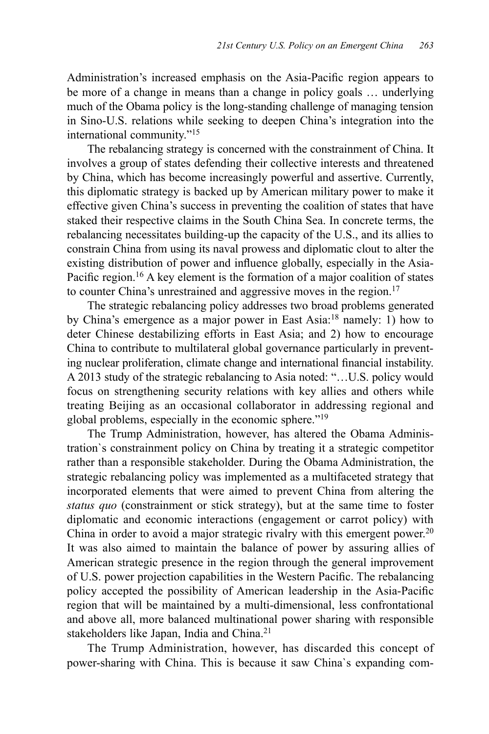Administration's increased emphasis on the Asia-Pacific region appears to be more of a change in means than a change in policy goals … underlying much of the Obama policy is the long-standing challenge of managing tension in Sino-U.S. relations while seeking to deepen China's integration into the international community."[15]

The rebalancing strategy is concerned with the constrainment of China. It involves a group of states defending their collective interests and threatened by China, which has become increasingly powerful and assertive. Currently, this diplomatic strategy is backed up by American military power to make it effective given China's success in preventing the coalition of states that have staked their respective claims in the South China Sea. In concrete terms, the rebalancing necessitates building-up the capacity of the U.S., and its allies to constrain China from using its naval prowess and diplomatic clout to alter the existing distribution of power and influence globally, especially in the Asia-Pacific region.[16] A key element is the formation of a major coalition of states to counter China's unrestrained and aggressive moves in the region.[17]

The strategic rebalancing policy addresses two broad problems generated by China's emergence as a major power in East Asia:[18] namely: 1) how to deter Chinese destabilizing efforts in East Asia; and 2) how to encourage China to contribute to multilateral global governance particularly in preventing nuclear proliferation, climate change and international financial instability. A 2013 study of the strategic rebalancing to Asia noted: "…U.S. policy would focus on strengthening security relations with key allies and others while treating Beijing as an occasional collaborator in addressing regional and global problems, especially in the economic sphere."[19]

The Trump Administration, however, has altered the Obama Administration`s constrainment policy on China by treating it a strategic competitor rather than a responsible stakeholder. During the Obama Administration, the strategic rebalancing policy was implemented as a multifaceted strategy that incorporated elements that were aimed to prevent China from altering the *status quo* (constrainment or stick strategy), but at the same time to foster diplomatic and economic interactions (engagement or carrot policy) with China in order to avoid a major strategic rivalry with this emergent power.[20] It was also aimed to maintain the balance of power by assuring allies of American strategic presence in the region through the general improvement of U.S. power projection capabilities in the Western Pacific. The rebalancing policy accepted the possibility of American leadership in the Asia-Pacific region that will be maintained by a multi-dimensional, less confrontational and above all, more balanced multinational power sharing with responsible stakeholders like Japan, India and China.[21]

The Trump Administration, however, has discarded this concept of power-sharing with China. This is because it saw China`s expanding com-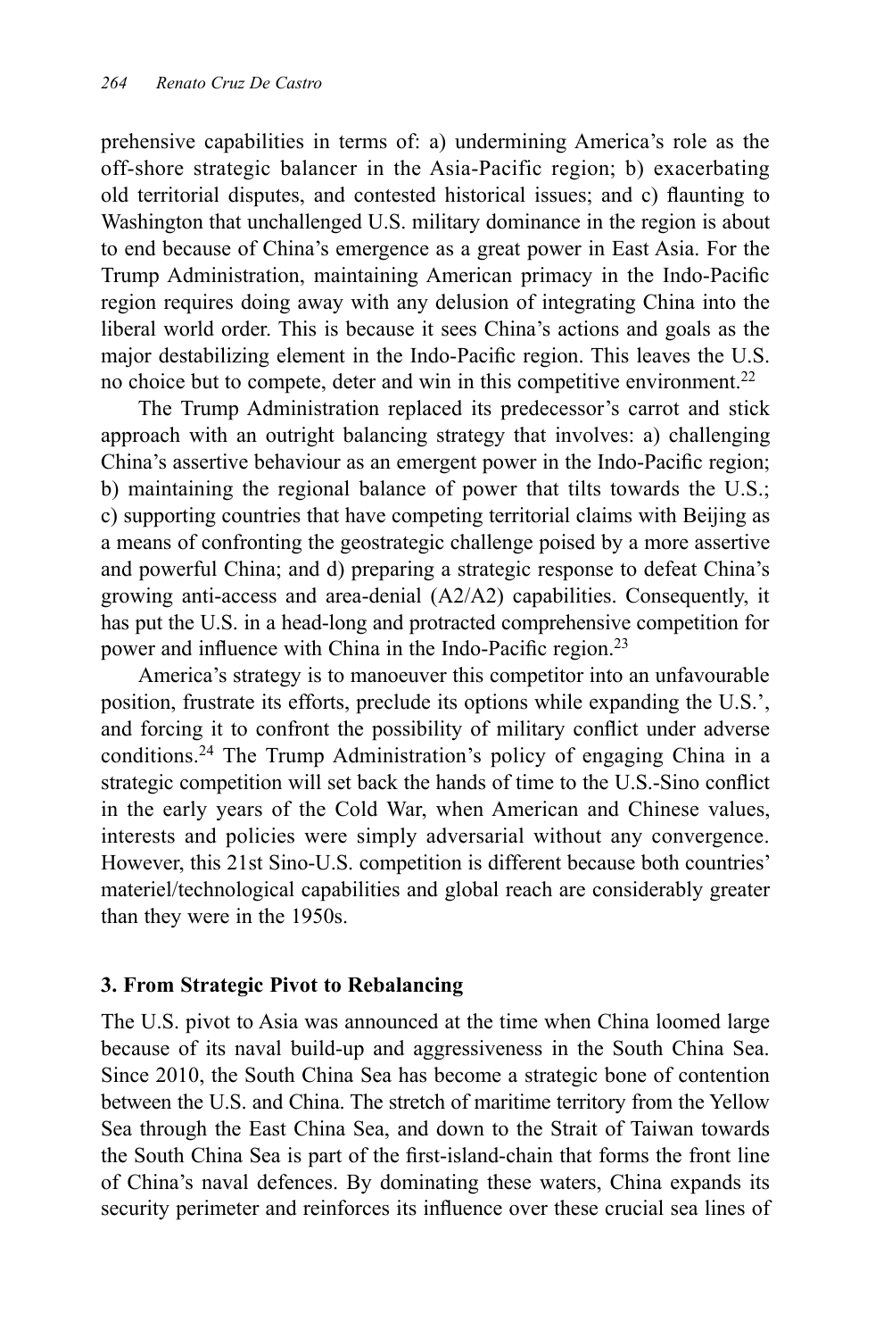prehensive capabilities in terms of: a) undermining America's role as the off-shore strategic balancer in the Asia-Pacific region; b) exacerbating old territorial disputes, and contested historical issues; and c) flaunting to Washington that unchallenged U.S. military dominance in the region is about to end because of China's emergence as a great power in East Asia. For the Trump Administration, maintaining American primacy in the Indo-Pacific region requires doing away with any delusion of integrating China into the liberal world order. This is because it sees China's actions and goals as the major destabilizing element in the Indo-Pacific region. This leaves the U.S. no choice but to compete, deter and win in this competitive environment.[22]

The Trump Administration replaced its predecessor's carrot and stick approach with an outright balancing strategy that involves: a) challenging China's assertive behaviour as an emergent power in the Indo-Pacific region; b) maintaining the regional balance of power that tilts towards the U.S.; c) supporting countries that have competing territorial claims with Beijing as a means of confronting the geostrategic challenge poised by a more assertive and powerful China; and d) preparing a strategic response to defeat China's growing anti-access and area-denial (A2/A2) capabilities. Consequently, it has put the U.S. in a head-long and protracted comprehensive competition for power and influence with China in the Indo-Pacific region.[23]

America's strategy is to manoeuver this competitor into an unfavourable position, frustrate its efforts, preclude its options while expanding the U.S.', and forcing it to confront the possibility of military conflict under adverse conditions.[24] The Trump Administration's policy of engaging China in a strategic competition will set back the hands of time to the U.S.-Sino conflict in the early years of the Cold War, when American and Chinese values, interests and policies were simply adversarial without any convergence. However, this 21st Sino-U.S. competition is different because both countries' materiel/technological capabilities and global reach are considerably greater than they were in the 1950s.

### 3. From Strategic Pivot to Rebalancing

The U.S. pivot to Asia was announced at the time when China loomed large because of its naval build-up and aggressiveness in the South China Sea. Since 2010, the South China Sea has become a strategic bone of contention between the U.S. and China. The stretch of maritime territory from the Yellow Sea through the East China Sea, and down to the Strait of Taiwan towards the South China Sea is part of the first-island-chain that forms the front line of China's naval defences. By dominating these waters, China expands its security perimeter and reinforces its influence over these crucial sea lines of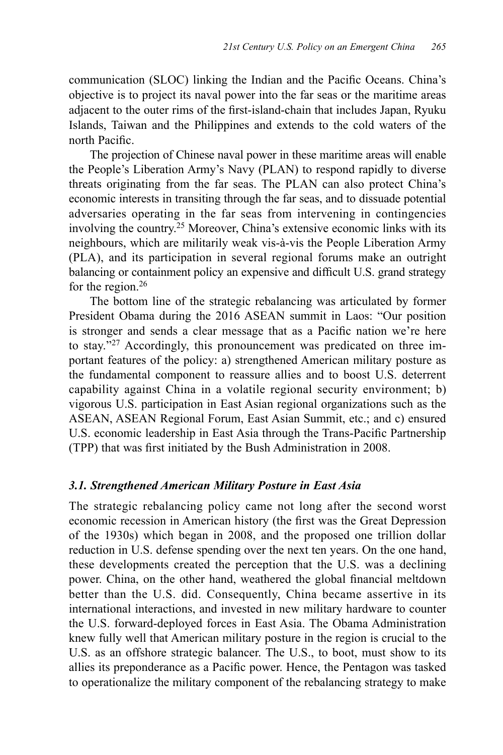communication (SLOC) linking the Indian and the Pacific Oceans. China's objective is to project its naval power into the far seas or the maritime areas adjacent to the outer rims of the first-island-chain that includes Japan, Ryuku Islands, Taiwan and the Philippines and extends to the cold waters of the north Pacific.

The projection of Chinese naval power in these maritime areas will enable the People's Liberation Army's Navy (PLAN) to respond rapidly to diverse threats originating from the far seas. The PLAN can also protect China's economic interests in transiting through the far seas, and to dissuade potential adversaries operating in the far seas from intervening in contingencies involving the country.[25] Moreover, China's extensive economic links with its neighbours, which are militarily weak vis-à-vis the People Liberation Army (PLA), and its participation in several regional forums make an outright balancing or containment policy an expensive and difficult U.S. grand strategy for the region.[26]

The bottom line of the strategic rebalancing was articulated by former President Obama during the 2016 ASEAN summit in Laos: "Our position is stronger and sends a clear message that as a Pacific nation we're here to stay."[27] Accordingly, this pronouncement was predicated on three important features of the policy: a) strengthened American military posture as the fundamental component to reassure allies and to boost U.S. deterrent capability against China in a volatile regional security environment; b) vigorous U.S. participation in East Asian regional organizations such as the ASEAN, ASEAN Regional Forum, East Asian Summit, etc.; and c) ensured U.S. economic leadership in East Asia through the Trans-Pacific Partnership (TPP) that was first initiated by the Bush Administration in 2008.

### *3.1. Strengthened American Military Posture in East Asia*

The strategic rebalancing policy came not long after the second worst economic recession in American history (the first was the Great Depression of the 1930s) which began in 2008, and the proposed one trillion dollar reduction in U.S. defense spending over the next ten years. On the one hand, these developments created the perception that the U.S. was a declining power. China, on the other hand, weathered the global financial meltdown better than the U.S. did. Consequently, China became assertive in its international interactions, and invested in new military hardware to counter the U.S. forward-deployed forces in East Asia. The Obama Administration knew fully well that American military posture in the region is crucial to the U.S. as an offshore strategic balancer. The U.S., to boot, must show to its allies its preponderance as a Pacific power. Hence, the Pentagon was tasked to operationalize the military component of the rebalancing strategy to make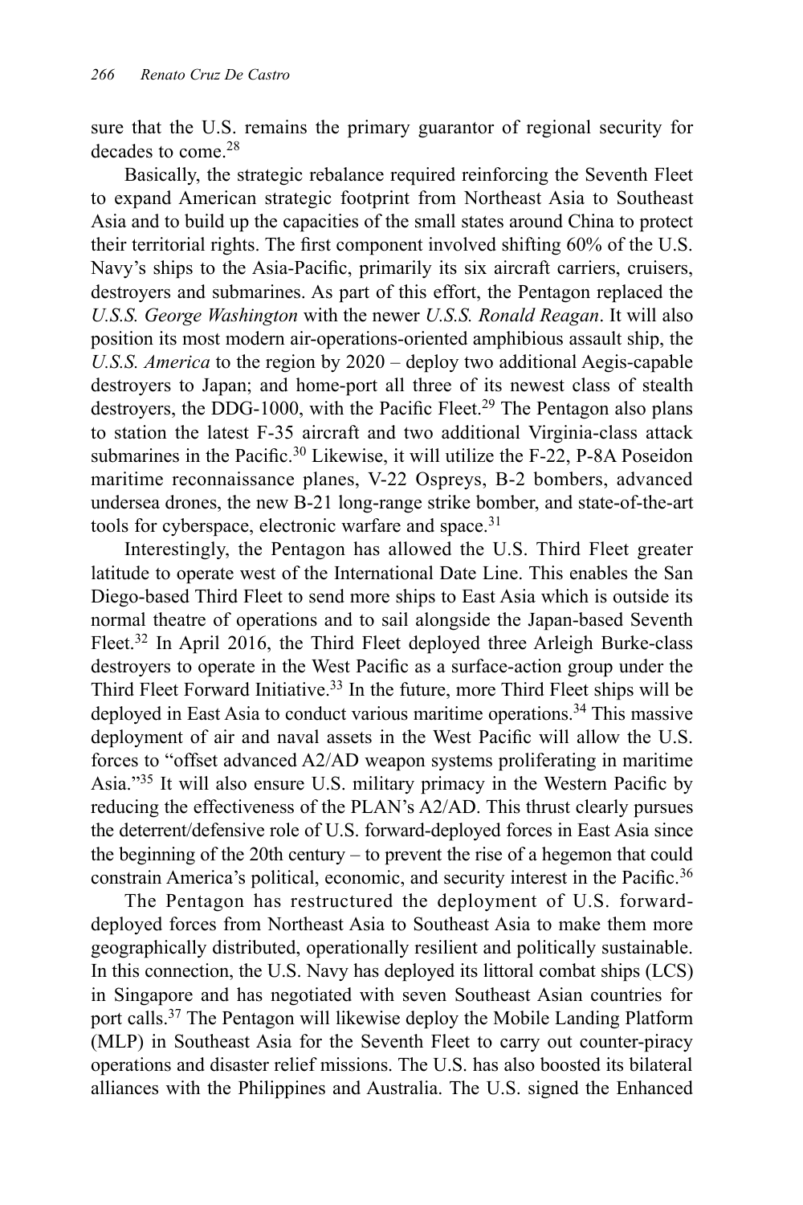sure that the U.S. remains the primary guarantor of regional security for decades to come.[28]

Basically, the strategic rebalance required reinforcing the Seventh Fleet to expand American strategic footprint from Northeast Asia to Southeast Asia and to build up the capacities of the small states around China to protect their territorial rights. The first component involved shifting 60% of the U.S. Navy's ships to the Asia-Pacific, primarily its six aircraft carriers, cruisers, destroyers and submarines. As part of this effort, the Pentagon replaced the *U.S.S. George Washington* with the newer *U.S.S. Ronald Reagan*. It will also position its most modern air-operations-oriented amphibious assault ship, the *U.S.S. America* to the region by 2020 – deploy two additional Aegis-capable destroyers to Japan; and home-port all three of its newest class of stealth destroyers, the DDG-1000, with the Pacific Fleet.[29] The Pentagon also plans to station the latest F-35 aircraft and two additional Virginia-class attack submarines in the Pacific.[30] Likewise, it will utilize the F-22, P-8A Poseidon maritime reconnaissance planes, V-22 Ospreys, B-2 bombers, advanced undersea drones, the new B-21 long-range strike bomber, and state-of-the-art tools for cyberspace, electronic warfare and space.[31]

Interestingly, the Pentagon has allowed the U.S. Third Fleet greater latitude to operate west of the International Date Line. This enables the San Diego-based Third Fleet to send more ships to East Asia which is outside its normal theatre of operations and to sail alongside the Japan-based Seventh Fleet.[32] In April 2016, the Third Fleet deployed three Arleigh Burke-class destroyers to operate in the West Pacific as a surface-action group under the Third Fleet Forward Initiative.[33] In the future, more Third Fleet ships will be deployed in East Asia to conduct various maritime operations.[34] This massive deployment of air and naval assets in the West Pacific will allow the U.S. forces to "offset advanced A2/AD weapon systems proliferating in maritime Asia."[35] It will also ensure U.S. military primacy in the Western Pacific by reducing the effectiveness of the PLAN's A2/AD. This thrust clearly pursues the deterrent/defensive role of U.S. forward-deployed forces in East Asia since the beginning of the 20th century – to prevent the rise of a hegemon that could constrain America's political, economic, and security interest in the Pacific.[36]

The Pentagon has restructured the deployment of U.S. forward-deployed forces from Northeast Asia to Southeast Asia to make them more geographically distributed, operationally resilient and politically sustainable. In this connection, the U.S. Navy has deployed its littoral combat ships (LCS) in Singapore and has negotiated with seven Southeast Asian countries for port calls.[37] The Pentagon will likewise deploy the Mobile Landing Platform (MLP) in Southeast Asia for the Seventh Fleet to carry out counter-piracy operations and disaster relief missions. The U.S. has also boosted its bilateral alliances with the Philippines and Australia. The U.S. signed the Enhanced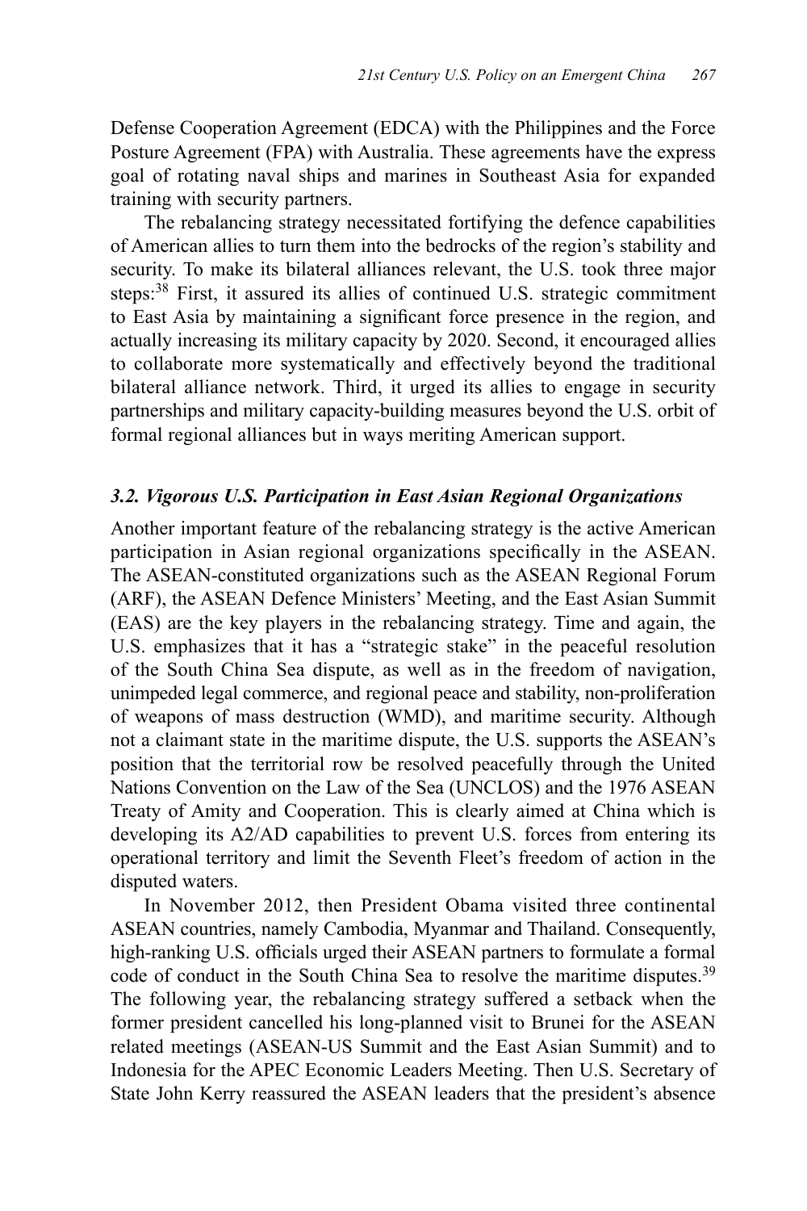Defense Cooperation Agreement (EDCA) with the Philippines and the Force Posture Agreement (FPA) with Australia. These agreements have the express goal of rotating naval ships and marines in Southeast Asia for expanded training with security partners.

The rebalancing strategy necessitated fortifying the defence capabilities of American allies to turn them into the bedrocks of the region's stability and security. To make its bilateral alliances relevant, the U.S. took three major steps:[38] First, it assured its allies of continued U.S. strategic commitment to East Asia by maintaining a significant force presence in the region, and actually increasing its military capacity by 2020. Second, it encouraged allies to collaborate more systematically and effectively beyond the traditional bilateral alliance network. Third, it urged its allies to engage in security partnerships and military capacity-building measures beyond the U.S. orbit of formal regional alliances but in ways meriting American support.

### *3.2. Vigorous U.S. Participation in East Asian Regional Organizations*

Another important feature of the rebalancing strategy is the active American participation in Asian regional organizations specifically in the ASEAN. The ASEAN-constituted organizations such as the ASEAN Regional Forum (ARF), the ASEAN Defence Ministers' Meeting, and the East Asian Summit (EAS) are the key players in the rebalancing strategy. Time and again, the U.S. emphasizes that it has a "strategic stake" in the peaceful resolution of the South China Sea dispute, as well as in the freedom of navigation, unimpeded legal commerce, and regional peace and stability, non-proliferation of weapons of mass destruction (WMD), and maritime security. Although not a claimant state in the maritime dispute, the U.S. supports the ASEAN's position that the territorial row be resolved peacefully through the United Nations Convention on the Law of the Sea (UNCLOS) and the 1976 ASEAN Treaty of Amity and Cooperation. This is clearly aimed at China which is developing its A2/AD capabilities to prevent U.S. forces from entering its operational territory and limit the Seventh Fleet's freedom of action in the disputed waters.

In November 2012, then President Obama visited three continental ASEAN countries, namely Cambodia, Myanmar and Thailand. Consequently, high-ranking U.S. officials urged their ASEAN partners to formulate a formal code of conduct in the South China Sea to resolve the maritime disputes.[39] The following year, the rebalancing strategy suffered a setback when the former president cancelled his long-planned visit to Brunei for the ASEAN related meetings (ASEAN-US Summit and the East Asian Summit) and to Indonesia for the APEC Economic Leaders Meeting. Then U.S. Secretary of State John Kerry reassured the ASEAN leaders that the president's absence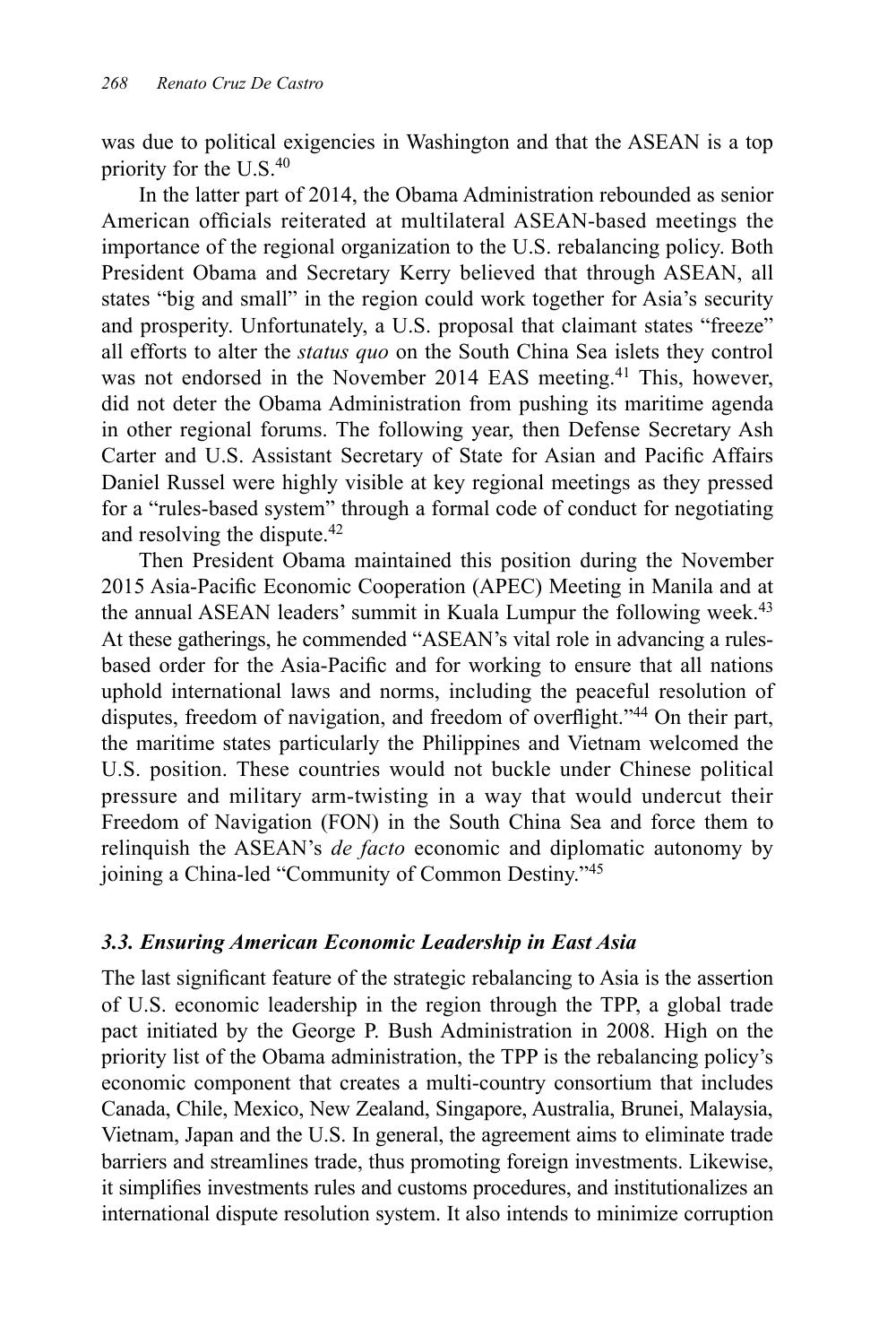was due to political exigencies in Washington and that the ASEAN is a top priority for the U.S.[40]

In the latter part of 2014, the Obama Administration rebounded as senior American officials reiterated at multilateral ASEAN-based meetings the importance of the regional organization to the U.S. rebalancing policy. Both President Obama and Secretary Kerry believed that through ASEAN, all states "big and small" in the region could work together for Asia's security and prosperity. Unfortunately, a U.S. proposal that claimant states "freeze" all efforts to alter the *status quo* on the South China Sea islets they control was not endorsed in the November 2014 EAS meeting.[41] This, however, did not deter the Obama Administration from pushing its maritime agenda in other regional forums. The following year, then Defense Secretary Ash Carter and U.S. Assistant Secretary of State for Asian and Pacific Affairs Daniel Russel were highly visible at key regional meetings as they pressed for a "rules-based system" through a formal code of conduct for negotiating and resolving the dispute.[42]

Then President Obama maintained this position during the November 2015 Asia-Pacific Economic Cooperation (APEC) Meeting in Manila and at the annual ASEAN leaders' summit in Kuala Lumpur the following week.[43] At these gatherings, he commended "ASEAN's vital role in advancing a rules-based order for the Asia-Pacific and for working to ensure that all nations uphold international laws and norms, including the peaceful resolution of disputes, freedom of navigation, and freedom of overflight."[44] On their part, the maritime states particularly the Philippines and Vietnam welcomed the U.S. position. These countries would not buckle under Chinese political pressure and military arm-twisting in a way that would undercut their Freedom of Navigation (FON) in the South China Sea and force them to relinquish the ASEAN's *de facto* economic and diplomatic autonomy by joining a China-led "Community of Common Destiny."[45]

### *3.3. Ensuring American Economic Leadership in East Asia*

The last significant feature of the strategic rebalancing to Asia is the assertion of U.S. economic leadership in the region through the TPP, a global trade pact initiated by the George P. Bush Administration in 2008. High on the priority list of the Obama administration, the TPP is the rebalancing policy's economic component that creates a multi-country consortium that includes Canada, Chile, Mexico, New Zealand, Singapore, Australia, Brunei, Malaysia, Vietnam, Japan and the U.S. In general, the agreement aims to eliminate trade barriers and streamlines trade, thus promoting foreign investments. Likewise, it simplifies investments rules and customs procedures, and institutionalizes an international dispute resolution system. It also intends to minimize corruption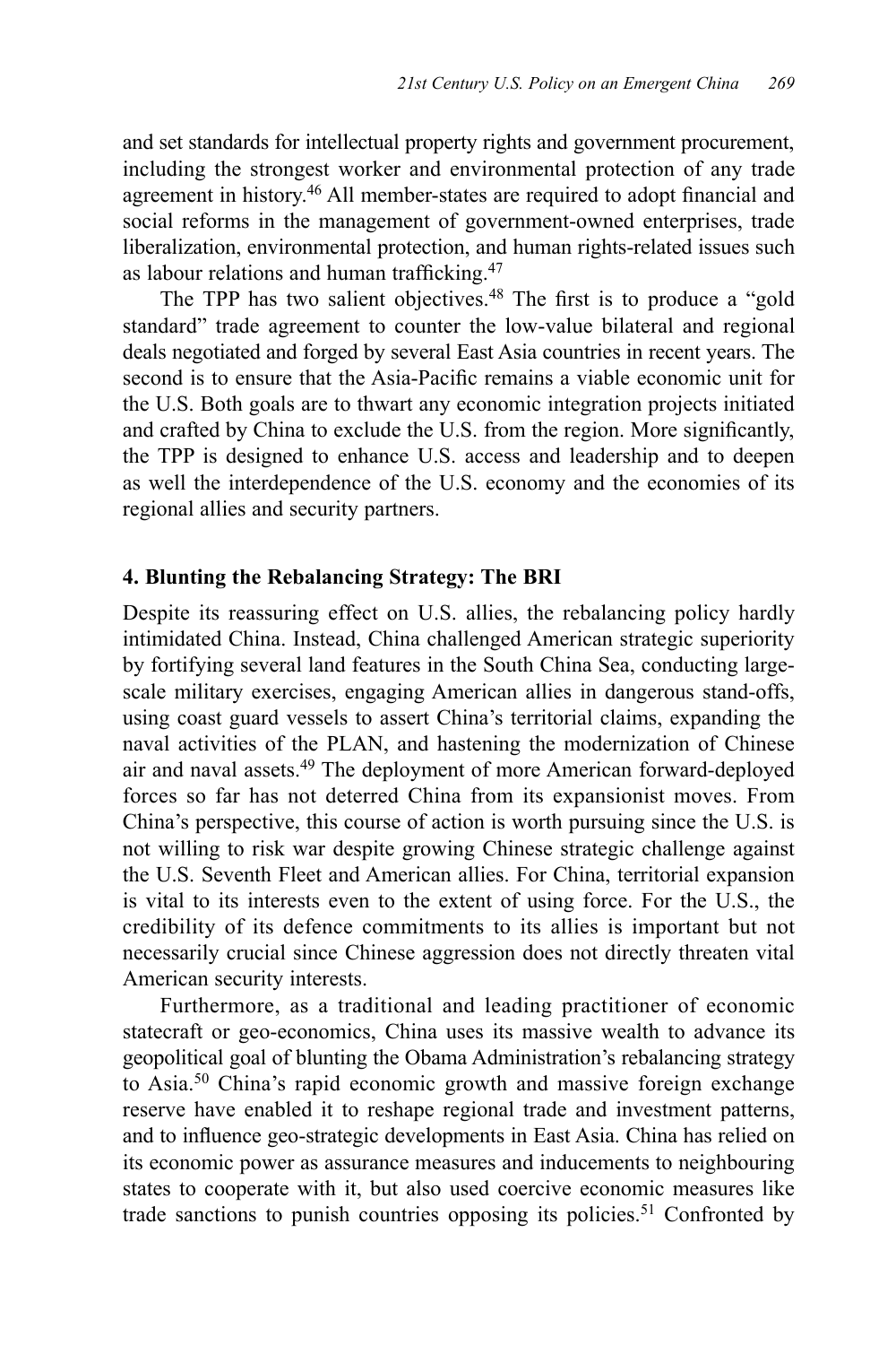and set standards for intellectual property rights and government procurement, including the strongest worker and environmental protection of any trade agreement in history.[46] All member-states are required to adopt financial and social reforms in the management of government-owned enterprises, trade liberalization, environmental protection, and human rights-related issues such as labour relations and human trafficking.[47]

The TPP has two salient objectives.[48] The first is to produce a "gold standard" trade agreement to counter the low-value bilateral and regional deals negotiated and forged by several East Asia countries in recent years. The second is to ensure that the Asia-Pacific remains a viable economic unit for the U.S. Both goals are to thwart any economic integration projects initiated and crafted by China to exclude the U.S. from the region. More significantly, the TPP is designed to enhance U.S. access and leadership and to deepen as well the interdependence of the U.S. economy and the economies of its regional allies and security partners.

## 4. Blunting the Rebalancing Strategy: The BRI

Despite its reassuring effect on U.S. allies, the rebalancing policy hardly intimidated China. Instead, China challenged American strategic superiority by fortifying several land features in the South China Sea, conducting large-scale military exercises, engaging American allies in dangerous stand-offs, using coast guard vessels to assert China's territorial claims, expanding the naval activities of the PLAN, and hastening the modernization of Chinese air and naval assets.[49] The deployment of more American forward-deployed forces so far has not deterred China from its expansionist moves. From China's perspective, this course of action is worth pursuing since the U.S. is not willing to risk war despite growing Chinese strategic challenge against the U.S. Seventh Fleet and American allies. For China, territorial expansion is vital to its interests even to the extent of using force. For the U.S., the credibility of its defence commitments to its allies is important but not necessarily crucial since Chinese aggression does not directly threaten vital American security interests.

Furthermore, as a traditional and leading practitioner of economic statecraft or geo-economics, China uses its massive wealth to advance its geopolitical goal of blunting the Obama Administration's rebalancing strategy to Asia.[50] China's rapid economic growth and massive foreign exchange reserve have enabled it to reshape regional trade and investment patterns, and to influence geo-strategic developments in East Asia. China has relied on its economic power as assurance measures and inducements to neighbouring states to cooperate with it, but also used coercive economic measures like trade sanctions to punish countries opposing its policies.[51] Confronted by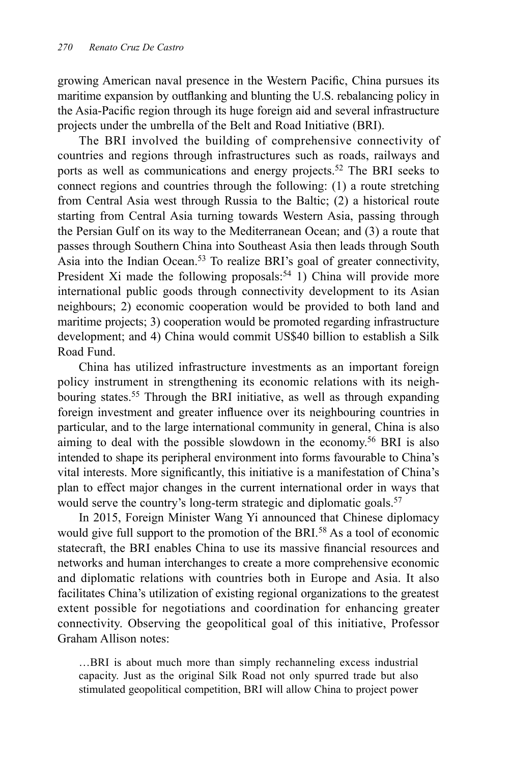growing American naval presence in the Western Pacific, China pursues its maritime expansion by outflanking and blunting the U.S. rebalancing policy in the Asia-Pacific region through its huge foreign aid and several infrastructure projects under the umbrella of the Belt and Road Initiative (BRI).

The BRI involved the building of comprehensive connectivity of countries and regions through infrastructures such as roads, railways and ports as well as communications and energy projects.[52] The BRI seeks to connect regions and countries through the following: (1) a route stretching from Central Asia west through Russia to the Baltic; (2) a historical route starting from Central Asia turning towards Western Asia, passing through the Persian Gulf on its way to the Mediterranean Ocean; and (3) a route that passes through Southern China into Southeast Asia then leads through South Asia into the Indian Ocean.[53] To realize BRI's goal of greater connectivity, President Xi made the following proposals:[54] 1) China will provide more international public goods through connectivity development to its Asian neighbours; 2) economic cooperation would be provided to both land and maritime projects; 3) cooperation would be promoted regarding infrastructure development; and 4) China would commit US$40 billion to establish a Silk Road Fund.

China has utilized infrastructure investments as an important foreign policy instrument in strengthening its economic relations with its neighbouring states.[55] Through the BRI initiative, as well as through expanding foreign investment and greater influence over its neighbouring countries in particular, and to the large international community in general, China is also aiming to deal with the possible slowdown in the economy.[56] BRI is also intended to shape its peripheral environment into forms favourable to China's vital interests. More significantly, this initiative is a manifestation of China's plan to effect major changes in the current international order in ways that would serve the country's long-term strategic and diplomatic goals.[57]

In 2015, Foreign Minister Wang Yi announced that Chinese diplomacy would give full support to the promotion of the BRI.[58] As a tool of economic statecraft, the BRI enables China to use its massive financial resources and networks and human interchanges to create a more comprehensive economic and diplomatic relations with countries both in Europe and Asia. It also facilitates China's utilization of existing regional organizations to the greatest extent possible for negotiations and coordination for enhancing greater connectivity. Observing the geopolitical goal of this initiative, Professor Graham Allison notes:

> …BRI is about much more than simply rechanneling excess industrial capacity. Just as the original Silk Road not only spurred trade but also stimulated geopolitical competition, BRI will allow China to project power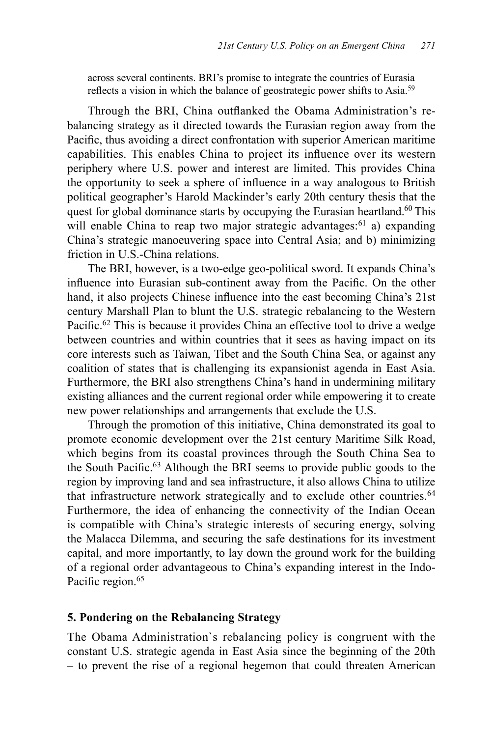across several continents. BRI's promise to integrate the countries of Eurasia reflects a vision in which the balance of geostrategic power shifts to Asia.[59]

Through the BRI, China outflanked the Obama Administration's re-balancing strategy as it directed towards the Eurasian region away from the Pacific, thus avoiding a direct confrontation with superior American maritime capabilities. This enables China to project its influence over its western periphery where U.S. power and interest are limited. This provides China the opportunity to seek a sphere of influence in a way analogous to British political geographer's Harold Mackinder's early 20th century thesis that the quest for global dominance starts by occupying the Eurasian heartland.[60] This will enable China to reap two major strategic advantages:[61] a) expanding China's strategic manoeuvering space into Central Asia; and b) minimizing friction in U.S.-China relations.

The BRI, however, is a two-edge geo-political sword. It expands China's influence into Eurasian sub-continent away from the Pacific. On the other hand, it also projects Chinese influence into the east becoming China's 21st century Marshall Plan to blunt the U.S. strategic rebalancing to the Western Pacific.[62] This is because it provides China an effective tool to drive a wedge between countries and within countries that it sees as having impact on its core interests such as Taiwan, Tibet and the South China Sea, or against any coalition of states that is challenging its expansionist agenda in East Asia. Furthermore, the BRI also strengthens China's hand in undermining military existing alliances and the current regional order while empowering it to create new power relationships and arrangements that exclude the U.S.

Through the promotion of this initiative, China demonstrated its goal to promote economic development over the 21st century Maritime Silk Road, which begins from its coastal provinces through the South China Sea to the South Pacific.[63] Although the BRI seems to provide public goods to the region by improving land and sea infrastructure, it also allows China to utilize that infrastructure network strategically and to exclude other countries.[64] Furthermore, the idea of enhancing the connectivity of the Indian Ocean is compatible with China's strategic interests of securing energy, solving the Malacca Dilemma, and securing the safe destinations for its investment capital, and more importantly, to lay down the ground work for the building of a regional order advantageous to China's expanding interest in the Indo-Pacific region.[65]

## 5. Pondering on the Rebalancing Strategy

The Obama Administration`s rebalancing policy is congruent with the constant U.S. strategic agenda in East Asia since the beginning of the 20th – to prevent the rise of a regional hegemon that could threaten American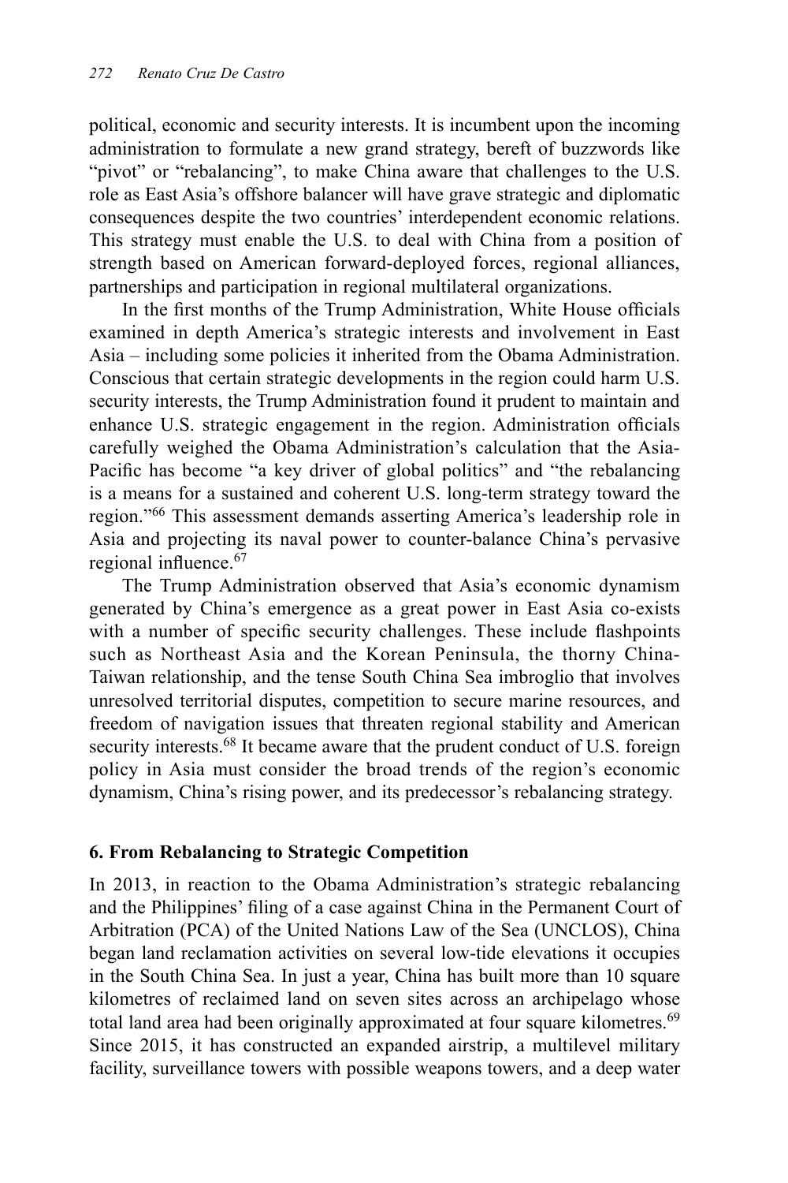political, economic and security interests. It is incumbent upon the incoming administration to formulate a new grand strategy, bereft of buzzwords like "pivot" or "rebalancing", to make China aware that challenges to the U.S. role as East Asia's offshore balancer will have grave strategic and diplomatic consequences despite the two countries' interdependent economic relations. This strategy must enable the U.S. to deal with China from a position of strength based on American forward-deployed forces, regional alliances, partnerships and participation in regional multilateral organizations.

In the first months of the Trump Administration, White House officials examined in depth America's strategic interests and involvement in East Asia – including some policies it inherited from the Obama Administration. Conscious that certain strategic developments in the region could harm U.S. security interests, the Trump Administration found it prudent to maintain and enhance U.S. strategic engagement in the region. Administration officials carefully weighed the Obama Administration's calculation that the Asia-Pacific has become "a key driver of global politics" and "the rebalancing is a means for a sustained and coherent U.S. long-term strategy toward the region."[66] This assessment demands asserting America's leadership role in Asia and projecting its naval power to counter-balance China's pervasive regional influence.[67]

The Trump Administration observed that Asia's economic dynamism generated by China's emergence as a great power in East Asia co-exists with a number of specific security challenges. These include flashpoints such as Northeast Asia and the Korean Peninsula, the thorny China-Taiwan relationship, and the tense South China Sea imbroglio that involves unresolved territorial disputes, competition to secure marine resources, and freedom of navigation issues that threaten regional stability and American security interests.[68] It became aware that the prudent conduct of U.S. foreign policy in Asia must consider the broad trends of the region's economic dynamism, China's rising power, and its predecessor's rebalancing strategy.

## 6. From Rebalancing to Strategic Competition

In 2013, in reaction to the Obama Administration's strategic rebalancing and the Philippines' filing of a case against China in the Permanent Court of Arbitration (PCA) of the United Nations Law of the Sea (UNCLOS), China began land reclamation activities on several low-tide elevations it occupies in the South China Sea. In just a year, China has built more than 10 square kilometres of reclaimed land on seven sites across an archipelago whose total land area had been originally approximated at four square kilometres.[69] Since 2015, it has constructed an expanded airstrip, a multilevel military facility, surveillance towers with possible weapons towers, and a deep water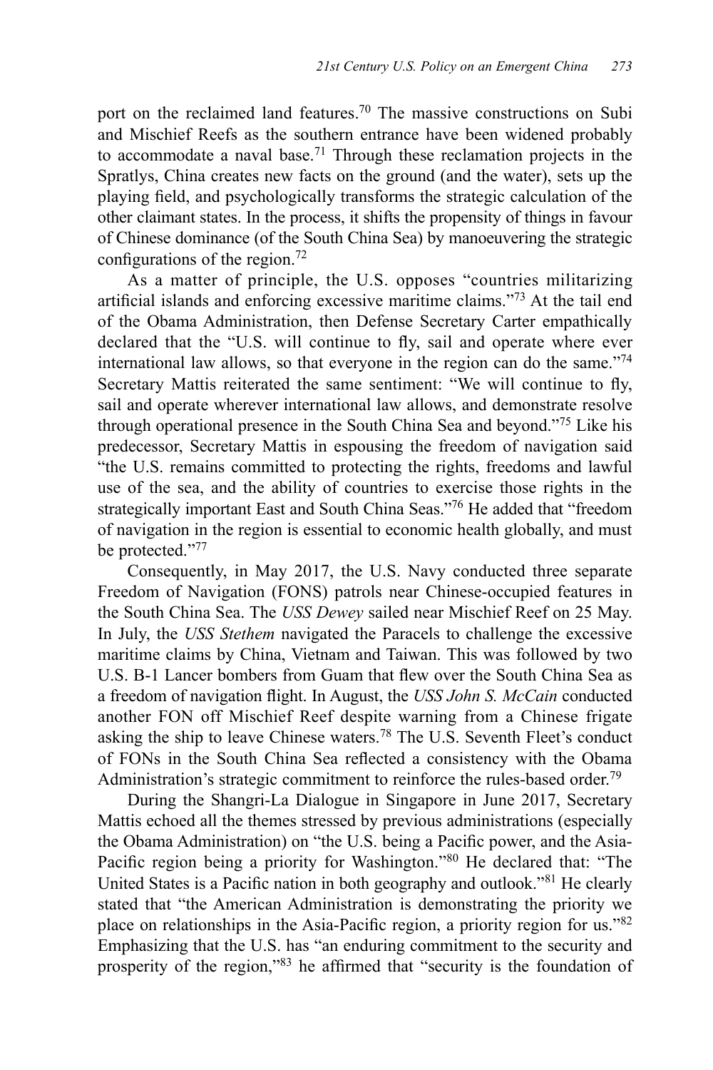port on the reclaimed land features.[70] The massive constructions on Subi and Mischief Reefs as the southern entrance have been widened probably to accommodate a naval base.[71] Through these reclamation projects in the Spratlys, China creates new facts on the ground (and the water), sets up the playing field, and psychologically transforms the strategic calculation of the other claimant states. In the process, it shifts the propensity of things in favour of Chinese dominance (of the South China Sea) by manoeuvering the strategic configurations of the region.[72]

As a matter of principle, the U.S. opposes "countries militarizing artificial islands and enforcing excessive maritime claims."[73] At the tail end of the Obama Administration, then Defense Secretary Carter empathically declared that the "U.S. will continue to fly, sail and operate where ever international law allows, so that everyone in the region can do the same."[74] Secretary Mattis reiterated the same sentiment: "We will continue to fly, sail and operate wherever international law allows, and demonstrate resolve through operational presence in the South China Sea and beyond."[75] Like his predecessor, Secretary Mattis in espousing the freedom of navigation said "the U.S. remains committed to protecting the rights, freedoms and lawful use of the sea, and the ability of countries to exercise those rights in the strategically important East and South China Seas."[76] He added that "freedom of navigation in the region is essential to economic health globally, and must be protected."[77]

Consequently, in May 2017, the U.S. Navy conducted three separate Freedom of Navigation (FONS) patrols near Chinese-occupied features in the South China Sea. The *USS Dewey* sailed near Mischief Reef on 25 May. In July, the *USS Stethem* navigated the Paracels to challenge the excessive maritime claims by China, Vietnam and Taiwan. This was followed by two U.S. B-1 Lancer bombers from Guam that flew over the South China Sea as a freedom of navigation flight. In August, the *USS John S. McCain* conducted another FON off Mischief Reef despite warning from a Chinese frigate asking the ship to leave Chinese waters.[78] The U.S. Seventh Fleet's conduct of FONs in the South China Sea reflected a consistency with the Obama Administration's strategic commitment to reinforce the rules-based order.[79]

During the Shangri-La Dialogue in Singapore in June 2017, Secretary Mattis echoed all the themes stressed by previous administrations (especially the Obama Administration) on "the U.S. being a Pacific power, and the Asia-Pacific region being a priority for Washington."[80] He declared that: "The United States is a Pacific nation in both geography and outlook."[81] He clearly stated that "the American Administration is demonstrating the priority we place on relationships in the Asia-Pacific region, a priority region for us."[82] Emphasizing that the U.S. has "an enduring commitment to the security and prosperity of the region,"[83] he affirmed that "security is the foundation of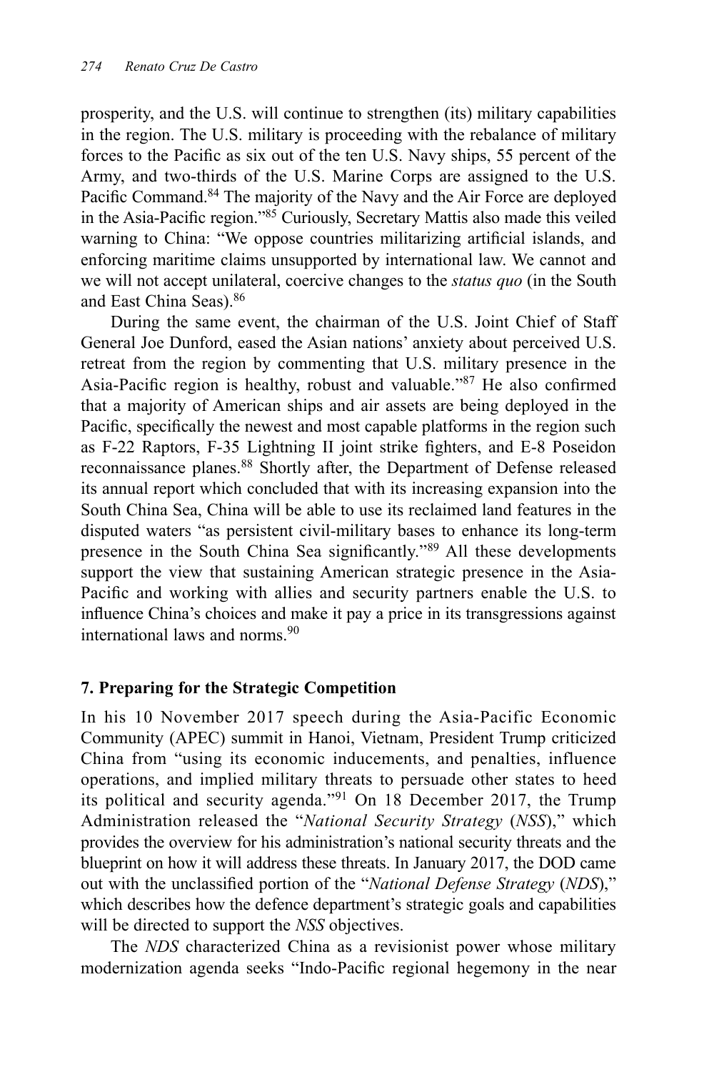prosperity, and the U.S. will continue to strengthen (its) military capabilities in the region. The U.S. military is proceeding with the rebalance of military forces to the Pacific as six out of the ten U.S. Navy ships, 55 percent of the Army, and two-thirds of the U.S. Marine Corps are assigned to the U.S. Pacific Command.[84] The majority of the Navy and the Air Force are deployed in the Asia-Pacific region."[85] Curiously, Secretary Mattis also made this veiled warning to China: "We oppose countries militarizing artificial islands, and enforcing maritime claims unsupported by international law. We cannot and we will not accept unilateral, coercive changes to the *status quo* (in the South and East China Seas).[86]

During the same event, the chairman of the U.S. Joint Chief of Staff General Joe Dunford, eased the Asian nations' anxiety about perceived U.S. retreat from the region by commenting that U.S. military presence in the Asia-Pacific region is healthy, robust and valuable."[87] He also confirmed that a majority of American ships and air assets are being deployed in the Pacific, specifically the newest and most capable platforms in the region such as F-22 Raptors, F-35 Lightning II joint strike fighters, and E-8 Poseidon reconnaissance planes.[88] Shortly after, the Department of Defense released its annual report which concluded that with its increasing expansion into the South China Sea, China will be able to use its reclaimed land features in the disputed waters "as persistent civil-military bases to enhance its long-term presence in the South China Sea significantly."[89] All these developments support the view that sustaining American strategic presence in the Asia-Pacific and working with allies and security partners enable the U.S. to influence China's choices and make it pay a price in its transgressions against international laws and norms.[90]

## 7. Preparing for the Strategic Competition

In his 10 November 2017 speech during the Asia-Pacific Economic Community (APEC) summit in Hanoi, Vietnam, President Trump criticized China from "using its economic inducements, and penalties, influence operations, and implied military threats to persuade other states to heed its political and security agenda."[91] On 18 December 2017, the Trump Administration released the "*National Security Strategy* (*NSS*)," which provides the overview for his administration's national security threats and the blueprint on how it will address these threats. In January 2017, the DOD came out with the unclassified portion of the "*National Defense Strategy* (*NDS*)," which describes how the defence department's strategic goals and capabilities will be directed to support the *NSS* objectives.

The *NDS* characterized China as a revisionist power whose military modernization agenda seeks "Indo-Pacific regional hegemony in the near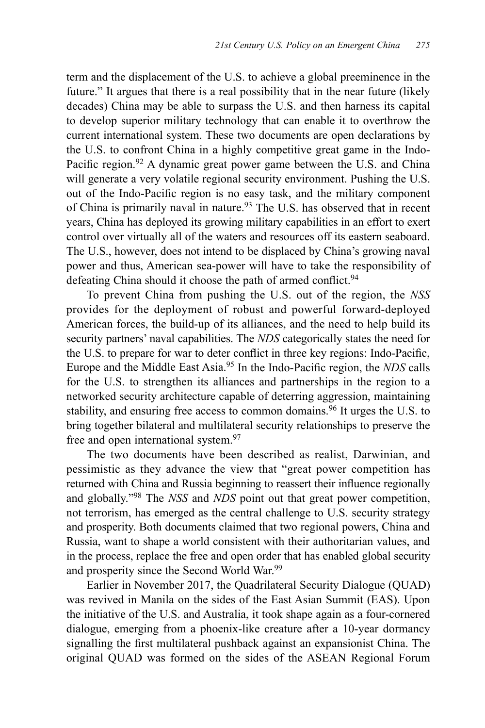term and the displacement of the U.S. to achieve a global preeminence in the future." It argues that there is a real possibility that in the near future (likely decades) China may be able to surpass the U.S. and then harness its capital to develop superior military technology that can enable it to overthrow the current international system. These two documents are open declarations by the U.S. to confront China in a highly competitive great game in the Indo-Pacific region.[92] A dynamic great power game between the U.S. and China will generate a very volatile regional security environment. Pushing the U.S. out of the Indo-Pacific region is no easy task, and the military component of China is primarily naval in nature.[93] The U.S. has observed that in recent years, China has deployed its growing military capabilities in an effort to exert control over virtually all of the waters and resources off its eastern seaboard. The U.S., however, does not intend to be displaced by China's growing naval power and thus, American sea-power will have to take the responsibility of defeating China should it choose the path of armed conflict.[94]

To prevent China from pushing the U.S. out of the region, the *NSS* provides for the deployment of robust and powerful forward-deployed American forces, the build-up of its alliances, and the need to help build its security partners' naval capabilities. The *NDS* categorically states the need for the U.S. to prepare for war to deter conflict in three key regions: Indo-Pacific, Europe and the Middle East Asia.[95] In the Indo-Pacific region, the *NDS* calls for the U.S. to strengthen its alliances and partnerships in the region to a networked security architecture capable of deterring aggression, maintaining stability, and ensuring free access to common domains.[96] It urges the U.S. to bring together bilateral and multilateral security relationships to preserve the free and open international system.[97]

The two documents have been described as realist, Darwinian, and pessimistic as they advance the view that "great power competition has returned with China and Russia beginning to reassert their influence regionally and globally."[98] The *NSS* and *NDS* point out that great power competition, not terrorism, has emerged as the central challenge to U.S. security strategy and prosperity. Both documents claimed that two regional powers, China and Russia, want to shape a world consistent with their authoritarian values, and in the process, replace the free and open order that has enabled global security and prosperity since the Second World War.[99]

Earlier in November 2017, the Quadrilateral Security Dialogue (QUAD) was revived in Manila on the sides of the East Asian Summit (EAS). Upon the initiative of the U.S. and Australia, it took shape again as a four-cornered dialogue, emerging from a phoenix-like creature after a 10-year dormancy signalling the first multilateral pushback against an expansionist China. The original QUAD was formed on the sides of the ASEAN Regional Forum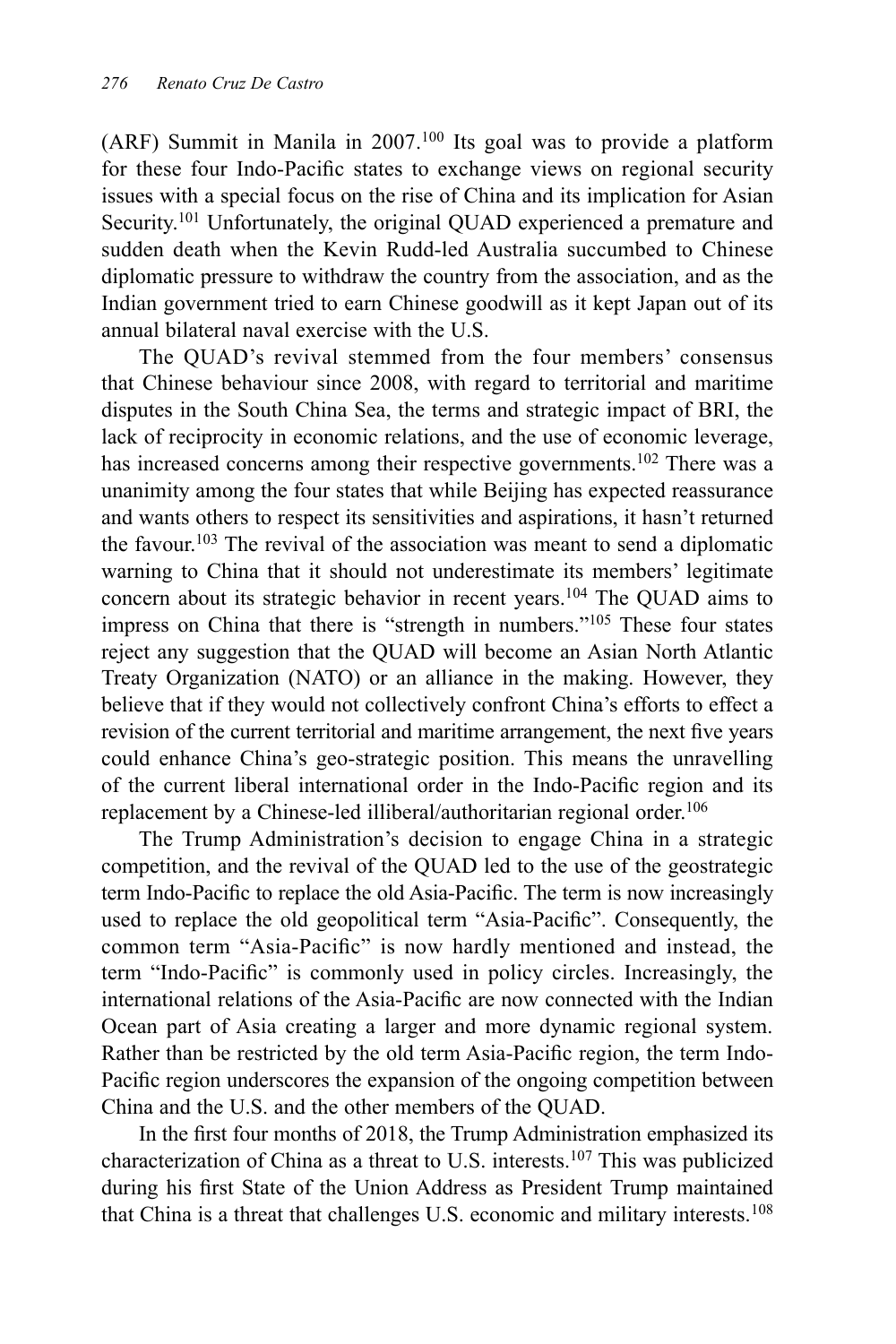(ARF) Summit in Manila in 2007.[100] Its goal was to provide a platform for these four Indo-Pacific states to exchange views on regional security issues with a special focus on the rise of China and its implication for Asian Security.[101] Unfortunately, the original QUAD experienced a premature and sudden death when the Kevin Rudd-led Australia succumbed to Chinese diplomatic pressure to withdraw the country from the association, and as the Indian government tried to earn Chinese goodwill as it kept Japan out of its annual bilateral naval exercise with the U.S.

The QUAD's revival stemmed from the four members' consensus that Chinese behaviour since 2008, with regard to territorial and maritime disputes in the South China Sea, the terms and strategic impact of BRI, the lack of reciprocity in economic relations, and the use of economic leverage, has increased concerns among their respective governments.[102] There was a unanimity among the four states that while Beijing has expected reassurance and wants others to respect its sensitivities and aspirations, it hasn't returned the favour.[103] The revival of the association was meant to send a diplomatic warning to China that it should not underestimate its members' legitimate concern about its strategic behavior in recent years.[104] The QUAD aims to impress on China that there is "strength in numbers."[105] These four states reject any suggestion that the QUAD will become an Asian North Atlantic Treaty Organization (NATO) or an alliance in the making. However, they believe that if they would not collectively confront China's efforts to effect a revision of the current territorial and maritime arrangement, the next five years could enhance China's geo-strategic position. This means the unravelling of the current liberal international order in the Indo-Pacific region and its replacement by a Chinese-led illiberal/authoritarian regional order.[106]

The Trump Administration's decision to engage China in a strategic competition, and the revival of the QUAD led to the use of the geostrategic term Indo-Pacific to replace the old Asia-Pacific. The term is now increasingly used to replace the old geopolitical term "Asia-Pacific". Consequently, the common term "Asia-Pacific" is now hardly mentioned and instead, the term "Indo-Pacific" is commonly used in policy circles. Increasingly, the international relations of the Asia-Pacific are now connected with the Indian Ocean part of Asia creating a larger and more dynamic regional system. Rather than be restricted by the old term Asia-Pacific region, the term Indo-Pacific region underscores the expansion of the ongoing competition between China and the U.S. and the other members of the QUAD.

In the first four months of 2018, the Trump Administration emphasized its characterization of China as a threat to U.S. interests.[107] This was publicized during his first State of the Union Address as President Trump maintained that China is a threat that challenges U.S. economic and military interests.[108]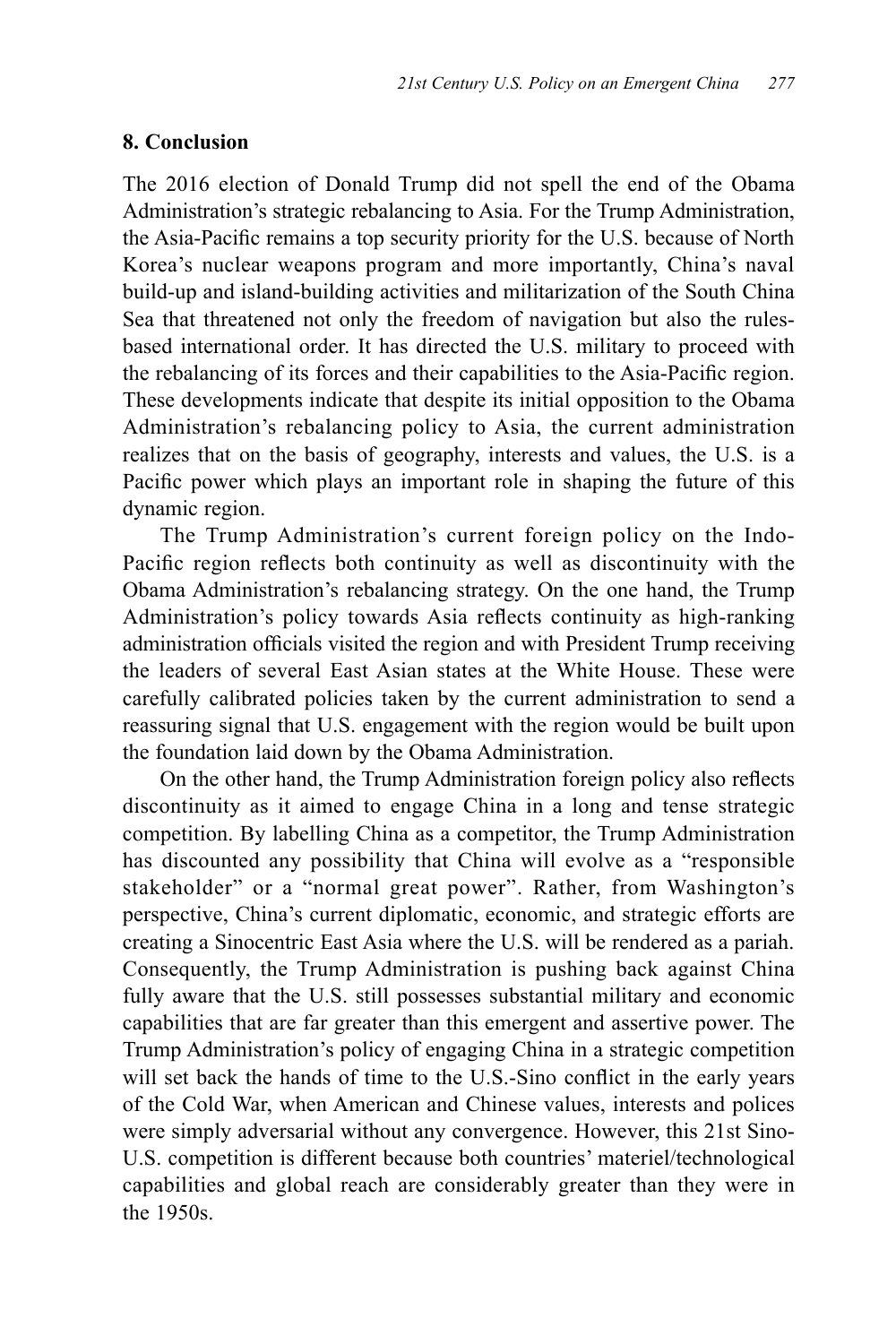## 8. Conclusion

The 2016 election of Donald Trump did not spell the end of the Obama Administration's strategic rebalancing to Asia. For the Trump Administration, the Asia-Pacific remains a top security priority for the U.S. because of North Korea's nuclear weapons program and more importantly, China's naval build-up and island-building activities and militarization of the South China Sea that threatened not only the freedom of navigation but also the rules-based international order. It has directed the U.S. military to proceed with the rebalancing of its forces and their capabilities to the Asia-Pacific region. These developments indicate that despite its initial opposition to the Obama Administration's rebalancing policy to Asia, the current administration realizes that on the basis of geography, interests and values, the U.S. is a Pacific power which plays an important role in shaping the future of this dynamic region.

The Trump Administration's current foreign policy on the Indo-Pacific region reflects both continuity as well as discontinuity with the Obama Administration's rebalancing strategy. On the one hand, the Trump Administration's policy towards Asia reflects continuity as high-ranking administration officials visited the region and with President Trump receiving the leaders of several East Asian states at the White House. These were carefully calibrated policies taken by the current administration to send a reassuring signal that U.S. engagement with the region would be built upon the foundation laid down by the Obama Administration.

On the other hand, the Trump Administration foreign policy also reflects discontinuity as it aimed to engage China in a long and tense strategic competition. By labelling China as a competitor, the Trump Administration has discounted any possibility that China will evolve as a "responsible stakeholder" or a "normal great power". Rather, from Washington's perspective, China's current diplomatic, economic, and strategic efforts are creating a Sinocentric East Asia where the U.S. will be rendered as a pariah. Consequently, the Trump Administration is pushing back against China fully aware that the U.S. still possesses substantial military and economic capabilities that are far greater than this emergent and assertive power. The Trump Administration's policy of engaging China in a strategic competition will set back the hands of time to the U.S.-Sino conflict in the early years of the Cold War, when American and Chinese values, interests and polices were simply adversarial without any convergence. However, this 21st Sino-U.S. competition is different because both countries' materiel/technological capabilities and global reach are considerably greater than they were in the 1950s.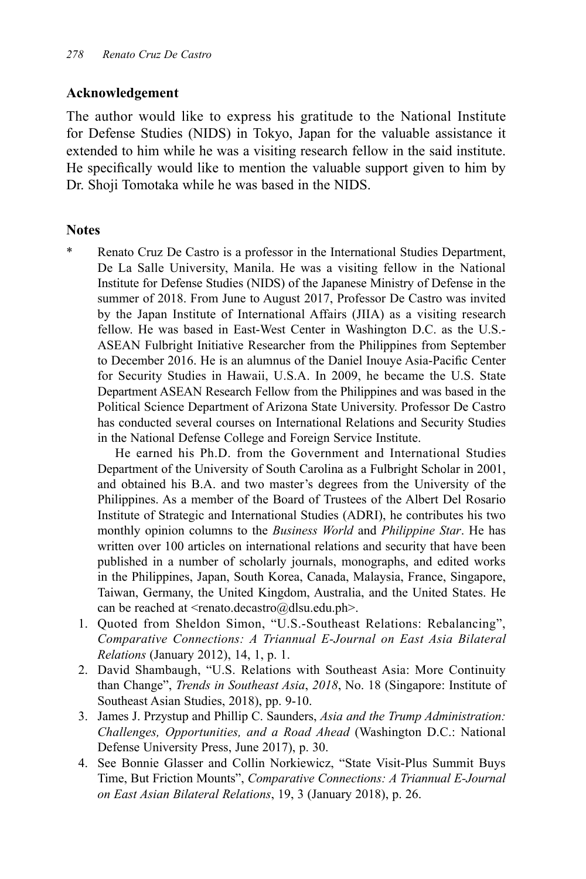## Acknowledgement

The author would like to express his gratitude to the National Institute for Defense Studies (NIDS) in Tokyo, Japan for the valuable assistance it extended to him while he was a visiting research fellow in the said institute. He specifically would like to mention the valuable support given to him by Dr. Shoji Tomotaka while he was based in the NIDS.

## Notes

\* Renato Cruz De Castro is a professor in the International Studies Department, De La Salle University, Manila. He was a visiting fellow in the National Institute for Defense Studies (NIDS) of the Japanese Ministry of Defense in the summer of 2018. From June to August 2017, Professor De Castro was invited by the Japan Institute of International Affairs (JIIA) as a visiting research fellow. He was based in East-West Center in Washington D.C. as the U.S.-ASEAN Fulbright Initiative Researcher from the Philippines from September to December 2016. He is an alumnus of the Daniel Inouye Asia-Pacific Center for Security Studies in Hawaii, U.S.A. In 2009, he became the U.S. State Department ASEAN Research Fellow from the Philippines and was based in the Political Science Department of Arizona State University. Professor De Castro has conducted several courses on International Relations and Security Studies in the National Defense College and Foreign Service Institute.

He earned his Ph.D. from the Government and International Studies Department of the University of South Carolina as a Fulbright Scholar in 2001, and obtained his B.A. and two master's degrees from the University of the Philippines. As a member of the Board of Trustees of the Albert Del Rosario Institute of Strategic and International Studies (ADRI), he contributes his two monthly opinion columns to the *Business World* and *Philippine Star*. He has written over 100 articles on international relations and security that have been published in a number of scholarly journals, monographs, and edited works in the Philippines, Japan, South Korea, Canada, Malaysia, France, Singapore, Taiwan, Germany, the United Kingdom, Australia, and the United States. He can be reached at <renato.decastro@dlsu.edu.ph>.

1. Quoted from Sheldon Simon, "U.S.-Southeast Relations: Rebalancing", *Comparative Connections: A Triannual E-Journal on East Asia Bilateral Relations* (January 2012), 14, 1, p. 1.
2. David Shambaugh, "U.S. Relations with Southeast Asia: More Continuity than Change", *Trends in Southeast Asia*, *2018*, No. 18 (Singapore: Institute of Southeast Asian Studies, 2018), pp. 9-10.
3. James J. Przystup and Phillip C. Saunders, *Asia and the Trump Administration: Challenges, Opportunities, and a Road Ahead* (Washington D.C.: National Defense University Press, June 2017), p. 30.
4. See Bonnie Glasser and Collin Norkiewicz, "State Visit-Plus Summit Buys Time, But Friction Mounts", *Comparative Connections: A Triannual E-Journal on East Asian Bilateral Relations*, 19, 3 (January 2018), p. 26.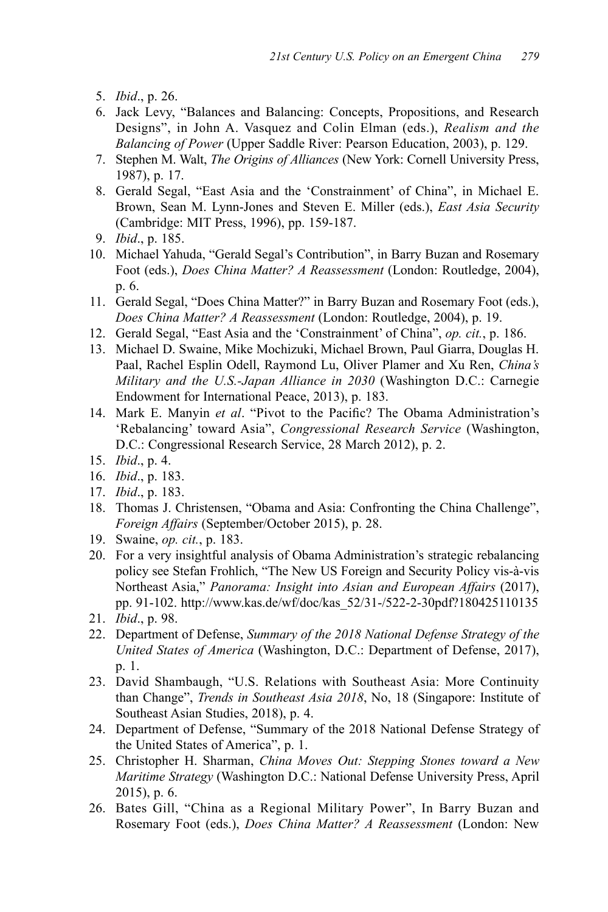5. *Ibid*., p. 26.
6. Jack Levy, "Balances and Balancing: Concepts, Propositions, and Research Designs", in John A. Vasquez and Colin Elman (eds.), *Realism and the Balancing of Power* (Upper Saddle River: Pearson Education, 2003), p. 129.
7. Stephen M. Walt, *The Origins of Alliances* (New York: Cornell University Press, 1987), p. 17.
8. Gerald Segal, "East Asia and the 'Constrainment' of China", in Michael E. Brown, Sean M. Lynn-Jones and Steven E. Miller (eds.), *East Asia Security* (Cambridge: MIT Press, 1996), pp. 159-187.
9. *Ibid*., p. 185.
10. Michael Yahuda, "Gerald Segal's Contribution", in Barry Buzan and Rosemary Foot (eds.), *Does China Matter? A Reassessment* (London: Routledge, 2004), p. 6.
11. Gerald Segal, "Does China Matter?" in Barry Buzan and Rosemary Foot (eds.), *Does China Matter? A Reassessment* (London: Routledge, 2004), p. 19.
12. Gerald Segal, "East Asia and the 'Constrainment' of China", *op. cit.*, p. 186.
13. Michael D. Swaine, Mike Mochizuki, Michael Brown, Paul Giarra, Douglas H. Paal, Rachel Esplin Odell, Raymond Lu, Oliver Plamer and Xu Ren, *China's Military and the U.S.-Japan Alliance in 2030* (Washington D.C.: Carnegie Endowment for International Peace, 2013), p. 183.
14. Mark E. Manyin *et al*. "Pivot to the Pacific? The Obama Administration's 'Rebalancing' toward Asia", *Congressional Research Service* (Washington, D.C.: Congressional Research Service, 28 March 2012), p. 2.
15. *Ibid*., p. 4.
16. *Ibid*., p. 183.
17. *Ibid*., p. 183.
18. Thomas J. Christensen, "Obama and Asia: Confronting the China Challenge", *Foreign Affairs* (September/October 2015), p. 28.
19. Swaine, *op. cit.*, p. 183.
20. For a very insightful analysis of Obama Administration's strategic rebalancing policy see Stefan Frohlich, "The New US Foreign and Security Policy vis-à-vis Northeast Asia," *Panorama: Insight into Asian and European Affairs* (2017), pp. 91-102. http://www.kas.de/wf/doc/kas_52/31-/522-2-30pdf?180425110135
21. *Ibid*., p. 98.
22. Department of Defense, *Summary of the 2018 National Defense Strategy of the United States of America* (Washington, D.C.: Department of Defense, 2017), p. 1.
23. David Shambaugh, "U.S. Relations with Southeast Asia: More Continuity than Change", *Trends in Southeast Asia 2018*, No, 18 (Singapore: Institute of Southeast Asian Studies, 2018), p. 4.
24. Department of Defense, "Summary of the 2018 National Defense Strategy of the United States of America", p. 1.
25. Christopher H. Sharman, *China Moves Out: Stepping Stones toward a New Maritime Strategy* (Washington D.C.: National Defense University Press, April 2015), p. 6.
26. Bates Gill, "China as a Regional Military Power", In Barry Buzan and Rosemary Foot (eds.), *Does China Matter? A Reassessment* (London: New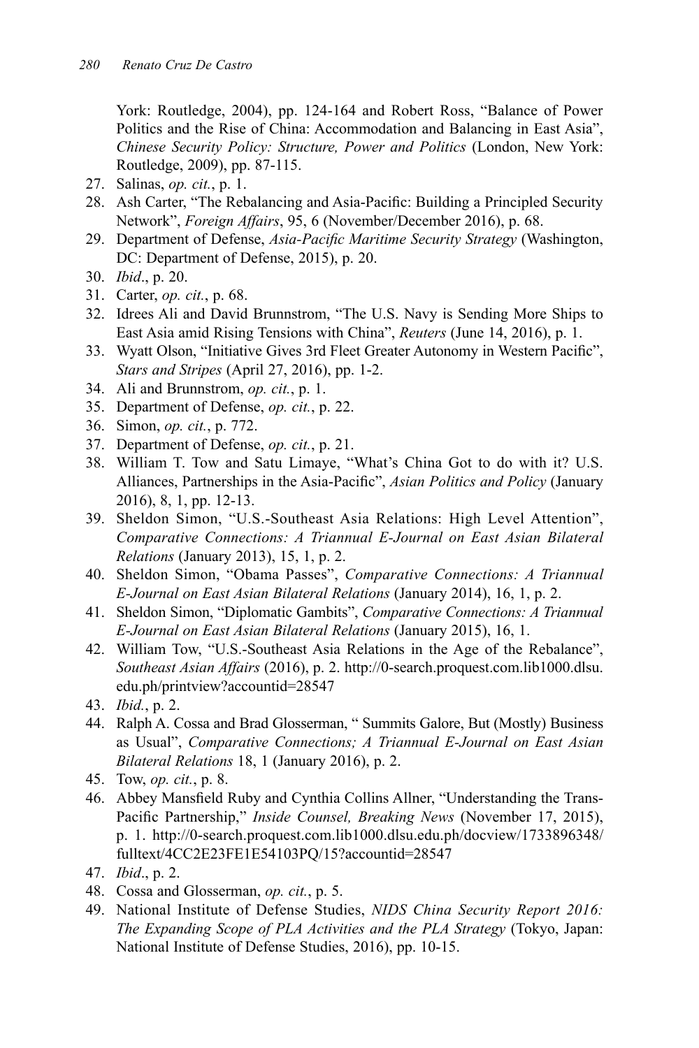York: Routledge, 2004), pp. 124-164 and Robert Ross, "Balance of Power Politics and the Rise of China: Accommodation and Balancing in East Asia", *Chinese Security Policy: Structure, Power and Politics* (London, New York: Routledge, 2009), pp. 87-115.

27. Salinas, *op. cit.*, p. 1.
28. Ash Carter, "The Rebalancing and Asia-Pacific: Building a Principled Security Network", *Foreign Affairs*, 95, 6 (November/December 2016), p. 68.
29. Department of Defense, *Asia-Pacific Maritime Security Strategy* (Washington, DC: Department of Defense, 2015), p. 20.
30. *Ibid*., p. 20.
31. Carter, *op. cit.*, p. 68.
32. Idrees Ali and David Brunnstrom, "The U.S. Navy is Sending More Ships to East Asia amid Rising Tensions with China", *Reuters* (June 14, 2016), p. 1.
33. Wyatt Olson, "Initiative Gives 3rd Fleet Greater Autonomy in Western Pacific", *Stars and Stripes* (April 27, 2016), pp. 1-2.
34. Ali and Brunnstrom, *op. cit.*, p. 1.
35. Department of Defense, *op. cit.*, p. 22.
36. Simon, *op. cit.*, p. 772.
37. Department of Defense, *op. cit.*, p. 21.
38. William T. Tow and Satu Limaye, "What's China Got to do with it? U.S. Alliances, Partnerships in the Asia-Pacific", *Asian Politics and Policy* (January 2016), 8, 1, pp. 12-13.
39. Sheldon Simon, "U.S.-Southeast Asia Relations: High Level Attention", *Comparative Connections: A Triannual E-Journal on East Asian Bilateral Relations* (January 2013), 15, 1, p. 2.
40. Sheldon Simon, "Obama Passes", *Comparative Connections: A Triannual E-Journal on East Asian Bilateral Relations* (January 2014), 16, 1, p. 2.
41. Sheldon Simon, "Diplomatic Gambits", *Comparative Connections: A Triannual E-Journal on East Asian Bilateral Relations* (January 2015), 16, 1.
42. William Tow, "U.S.-Southeast Asia Relations in the Age of the Rebalance", *Southeast Asian Affairs* (2016), p. 2. http://0-search.proquest.com.lib1000.dlsu.edu.ph/printview?accountid=28547
43. *Ibid.*, p. 2.
44. Ralph A. Cossa and Brad Glosserman, " Summits Galore, But (Mostly) Business as Usual", *Comparative Connections; A Triannual E-Journal on East Asian Bilateral Relations* 18, 1 (January 2016), p. 2.
45. Tow, *op. cit.*, p. 8.
46. Abbey Mansfield Ruby and Cynthia Collins Allner, "Understanding the Trans-Pacific Partnership," *Inside Counsel, Breaking News* (November 17, 2015), p. 1. http://0-search.proquest.com.lib1000.dlsu.edu.ph/docview/1733896348/fulltext/4CC2E23FE1E54103PQ/15?accountid=28547
47. *Ibid*., p. 2.
48. Cossa and Glosserman, *op. cit.*, p. 5.
49. National Institute of Defense Studies, *NIDS China Security Report 2016: The Expanding Scope of PLA Activities and the PLA Strategy* (Tokyo, Japan: National Institute of Defense Studies, 2016), pp. 10-15.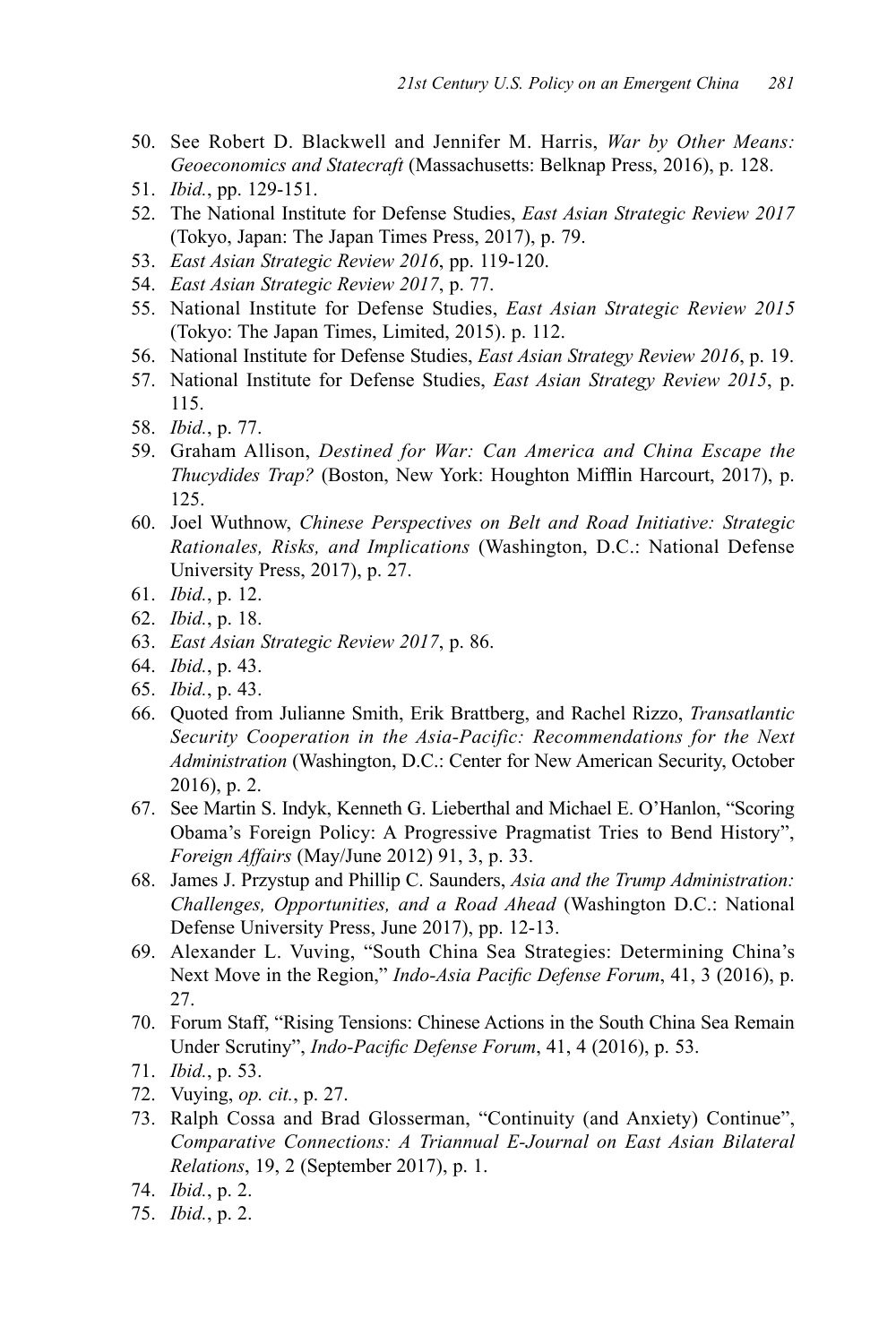50. See Robert D. Blackwell and Jennifer M. Harris, *War by Other Means: Geoeconomics and Statecraft* (Massachusetts: Belknap Press, 2016), p. 128.
51. *Ibid.*, pp. 129-151.
52. The National Institute for Defense Studies, *East Asian Strategic Review 2017* (Tokyo, Japan: The Japan Times Press, 2017), p. 79.
53. *East Asian Strategic Review 2016*, pp. 119-120.
54. *East Asian Strategic Review 2017*, p. 77.
55. National Institute for Defense Studies, *East Asian Strategic Review 2015* (Tokyo: The Japan Times, Limited, 2015). p. 112.
56. National Institute for Defense Studies, *East Asian Strategy Review 2016*, p. 19.
57. National Institute for Defense Studies, *East Asian Strategy Review 2015*, p. 115.
58. *Ibid.*, p. 77.
59. Graham Allison, *Destined for War: Can America and China Escape the Thucydides Trap?* (Boston, New York: Houghton Mifflin Harcourt, 2017), p. 125.
60. Joel Wuthnow, *Chinese Perspectives on Belt and Road Initiative: Strategic Rationales, Risks, and Implications* (Washington, D.C.: National Defense University Press, 2017), p. 27.
61. *Ibid.*, p. 12.
62. *Ibid.*, p. 18.
63. *East Asian Strategic Review 2017*, p. 86.
64. *Ibid.*, p. 43.
65. *Ibid.*, p. 43.
66. Quoted from Julianne Smith, Erik Brattberg, and Rachel Rizzo, *Transatlantic Security Cooperation in the Asia-Pacific: Recommendations for the Next Administration* (Washington, D.C.: Center for New American Security, October 2016), p. 2.
67. See Martin S. Indyk, Kenneth G. Lieberthal and Michael E. O'Hanlon, "Scoring Obama's Foreign Policy: A Progressive Pragmatist Tries to Bend History", *Foreign Affairs* (May/June 2012) 91, 3, p. 33.
68. James J. Przystup and Phillip C. Saunders, *Asia and the Trump Administration: Challenges, Opportunities, and a Road Ahead* (Washington D.C.: National Defense University Press, June 2017), pp. 12-13.
69. Alexander L. Vuving, "South China Sea Strategies: Determining China's Next Move in the Region," *Indo-Asia Pacific Defense Forum*, 41, 3 (2016), p. 27.
70. Forum Staff, "Rising Tensions: Chinese Actions in the South China Sea Remain Under Scrutiny", *Indo-Pacific Defense Forum*, 41, 4 (2016), p. 53.
71. *Ibid.*, p. 53.
72. Vuying, *op. cit.*, p. 27.
73. Ralph Cossa and Brad Glosserman, "Continuity (and Anxiety) Continue", *Comparative Connections: A Triannual E-Journal on East Asian Bilateral Relations*, 19, 2 (September 2017), p. 1.
74. *Ibid.*, p. 2.
75. *Ibid.*, p. 2.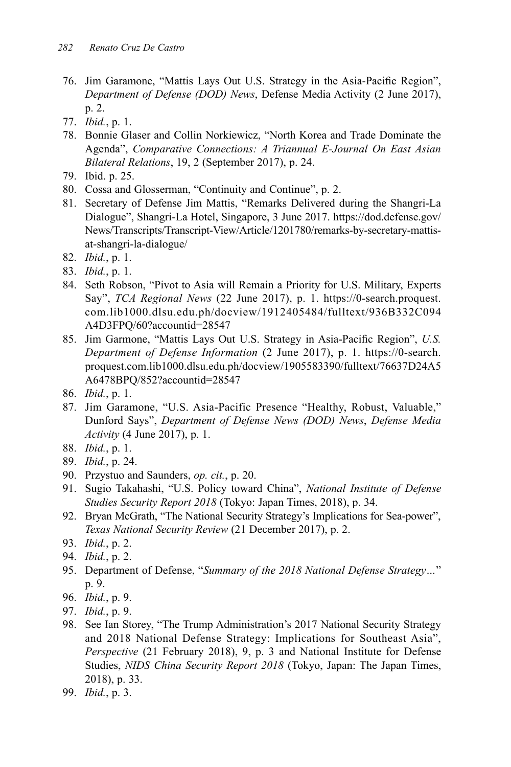76. Jim Garamone, "Mattis Lays Out U.S. Strategy in the Asia-Pacific Region", *Department of Defense (DOD) News*, Defense Media Activity (2 June 2017), p. 2.
77. *Ibid.*, p. 1.
78. Bonnie Glaser and Collin Norkiewicz, "North Korea and Trade Dominate the Agenda", *Comparative Connections: A Triannual E-Journal On East Asian Bilateral Relations*, 19, 2 (September 2017), p. 24.
79. Ibid. p. 25.
80. Cossa and Glosserman, "Continuity and Continue", p. 2.
81. Secretary of Defense Jim Mattis, "Remarks Delivered during the Shangri-La Dialogue", Shangri-La Hotel, Singapore, 3 June 2017. https://dod.defense.gov/News/Transcripts/Transcript-View/Article/1201780/remarks-by-secretary-mattis-at-shangri-la-dialogue/
82. *Ibid.*, p. 1.
83. *Ibid.*, p. 1.
84. Seth Robson, "Pivot to Asia will Remain a Priority for U.S. Military, Experts Say", *TCA Regional News* (22 June 2017), p. 1. https://0-search.proquest.com.lib1000.dlsu.edu.ph/docview/1912405484/fulltext/936B332C094A4D3FPQ/60?accountid=28547
85. Jim Garmone, "Mattis Lays Out U.S. Strategy in Asia-Pacific Region", *U.S. Department of Defense Information* (2 June 2017), p. 1. https://0-search.proquest.com.lib1000.dlsu.edu.ph/docview/1905583390/fulltext/76637D24A5A6478BPQ/852?accountid=28547
86. *Ibid.*, p. 1.
87. Jim Garamone, "U.S. Asia-Pacific Presence "Healthy, Robust, Valuable," Dunford Says", *Department of Defense News (DOD) News*, *Defense Media Activity* (4 June 2017), p. 1.
88. *Ibid.*, p. 1.
89. *Ibid.*, p. 24.
90. Przystuo and Saunders, *op. cit.*, p. 20.
91. Sugio Takahashi, "U.S. Policy toward China", *National Institute of Defense Studies Security Report 2018* (Tokyo: Japan Times, 2018), p. 34.
92. Bryan McGrath, "The National Security Strategy's Implications for Sea-power", *Texas National Security Review* (21 December 2017), p. 2.
93. *Ibid.*, p. 2.
94. *Ibid.*, p. 2.
95. Department of Defense, "*Summary of the 2018 National Defense Strategy…*" p. 9.
96. *Ibid.*, p. 9.
97. *Ibid.*, p. 9.
98. See Ian Storey, "The Trump Administration's 2017 National Security Strategy and 2018 National Defense Strategy: Implications for Southeast Asia", *Perspective* (21 February 2018), 9, p. 3 and National Institute for Defense Studies, *NIDS China Security Report 2018* (Tokyo, Japan: The Japan Times, 2018), p. 33.
99. *Ibid.*, p. 3.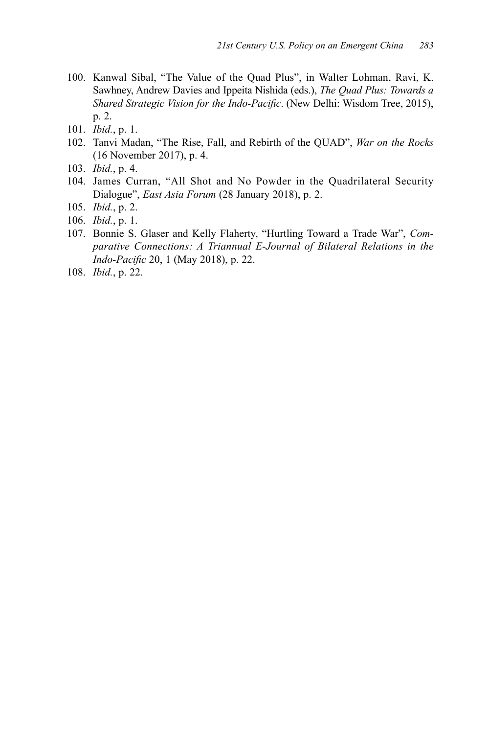100. Kanwal Sibal, "The Value of the Quad Plus", in Walter Lohman, Ravi, K. Sawhney, Andrew Davies and Ippeita Nishida (eds.), *The Quad Plus: Towards a Shared Strategic Vision for the Indo-Pacific*. (New Delhi: Wisdom Tree, 2015), p. 2.
101. *Ibid.*, p. 1.
102. Tanvi Madan, "The Rise, Fall, and Rebirth of the QUAD", *War on the Rocks* (16 November 2017), p. 4.
103. *Ibid.*, p. 4.
104. James Curran, "All Shot and No Powder in the Quadrilateral Security Dialogue", *East Asia Forum* (28 January 2018), p. 2.
105. *Ibid.*, p. 2.
106. *Ibid.*, p. 1.
107. Bonnie S. Glaser and Kelly Flaherty, "Hurtling Toward a Trade War", *Comparative Connections: A Triannual E-Journal of Bilateral Relations in the Indo-Pacific* 20, 1 (May 2018), p. 22.
108. *Ibid.*, p. 22.